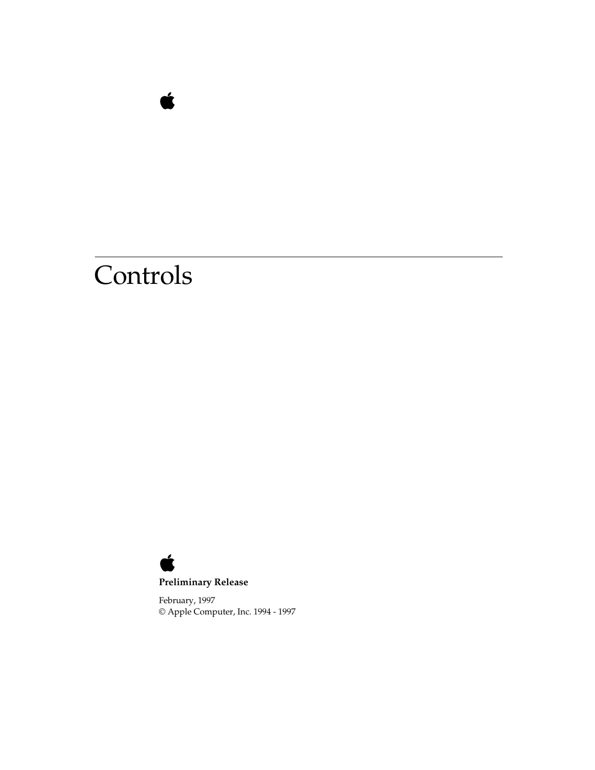# Controls

**Preliminary Release**

February, 1997
© Apple Computer, Inc. 1994 - 1997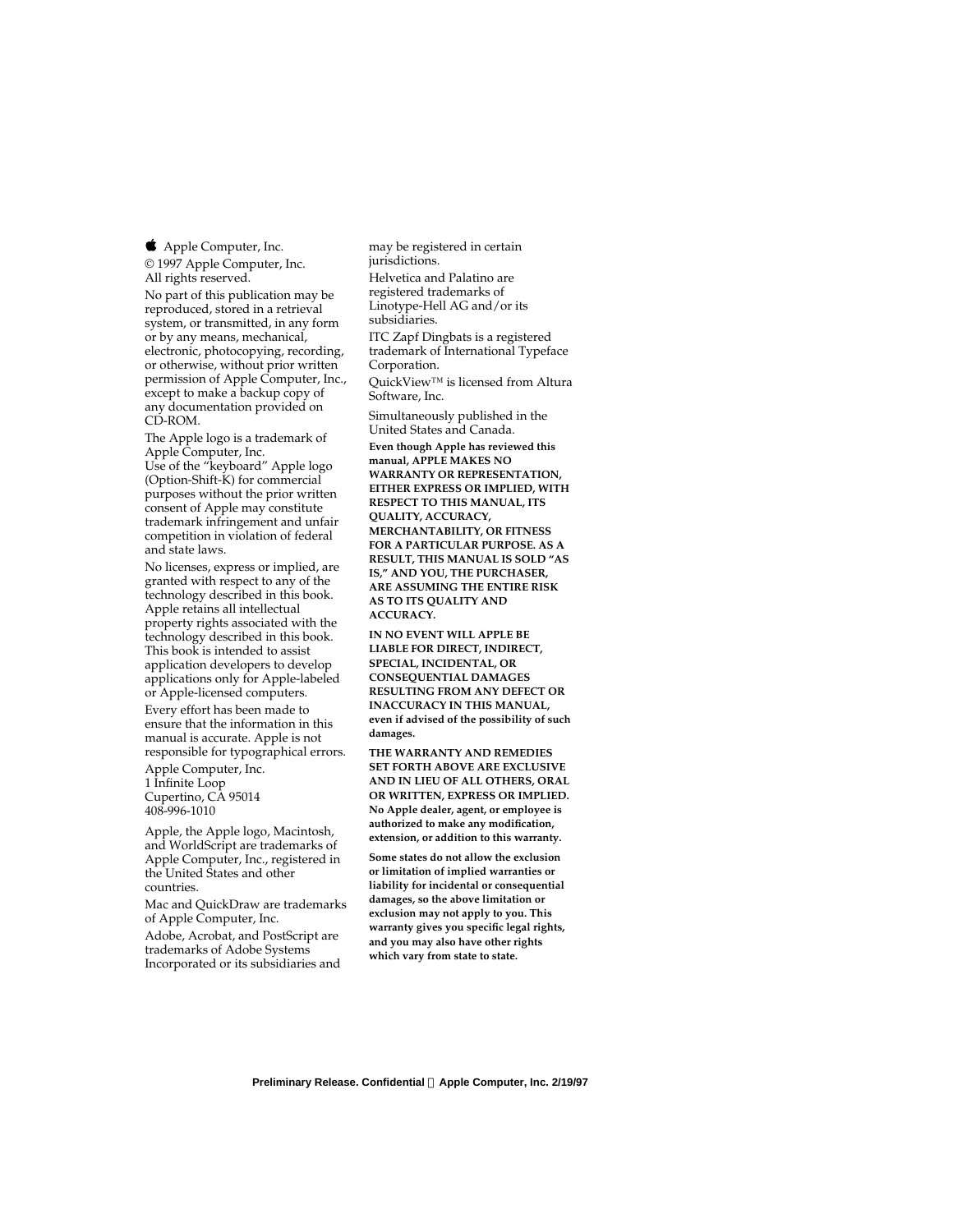Apple Computer, Inc.

© 1997 Apple Computer, Inc.
All rights reserved.

No part of this publication may be reproduced, stored in a retrieval system, or transmitted, in any form or by any means, mechanical, electronic, photocopying, recording, or otherwise, without prior written permission of Apple Computer, Inc., except to make a backup copy of any documentation provided on CD-ROM.

The Apple logo is a trademark of Apple Computer, Inc.
Use of the "keyboard" Apple logo (Option-Shift-K) for commercial purposes without the prior written consent of Apple may constitute trademark infringement and unfair competition in violation of federal and state laws.

No licenses, express or implied, are granted with respect to any of the technology described in this book. Apple retains all intellectual property rights associated with the technology described in this book. This book is intended to assist application developers to develop applications only for Apple-labeled or Apple-licensed computers.

Every effort has been made to ensure that the information in this manual is accurate. Apple is not responsible for typographical errors.

Apple Computer, Inc.
1 Infinite Loop
Cupertino, CA 95014
408-996-1010

Apple, the Apple logo, Macintosh, and WorldScript are trademarks of Apple Computer, Inc., registered in the United States and other countries.

Mac and QuickDraw are trademarks of Apple Computer, Inc.

Adobe, Acrobat, and PostScript are trademarks of Adobe Systems Incorporated or its subsidiaries and may be registered in certain jurisdictions.

Helvetica and Palatino are registered trademarks of Linotype-Hell AG and/or its subsidiaries.

ITC Zapf Dingbats is a registered trademark of International Typeface Corporation.

QuickView™ is licensed from Altura Software, Inc.

Simultaneously published in the United States and Canada.

**Even though Apple has reviewed this manual, APPLE MAKES NO WARRANTY OR REPRESENTATION, EITHER EXPRESS OR IMPLIED, WITH RESPECT TO THIS MANUAL, ITS QUALITY, ACCURACY, MERCHANTABILITY, OR FITNESS FOR A PARTICULAR PURPOSE. AS A RESULT, THIS MANUAL IS SOLD "AS IS," AND YOU, THE PURCHASER, ARE ASSUMING THE ENTIRE RISK AS TO ITS QUALITY AND ACCURACY.**

**IN NO EVENT WILL APPLE BE LIABLE FOR DIRECT, INDIRECT, SPECIAL, INCIDENTAL, OR CONSEQUENTIAL DAMAGES RESULTING FROM ANY DEFECT OR INACCURACY IN THIS MANUAL, even if advised of the possibility of such damages.**

**THE WARRANTY AND REMEDIES SET FORTH ABOVE ARE EXCLUSIVE AND IN LIEU OF ALL OTHERS, ORAL OR WRITTEN, EXPRESS OR IMPLIED. No Apple dealer, agent, or employee is authorized to make any modification, extension, or addition to this warranty.**

**Some states do not allow the exclusion or limitation of implied warranties or liability for incidental or consequential damages, so the above limitation or exclusion may not apply to you. This warranty gives you specific legal rights, and you may also have other rights which vary from state to state.**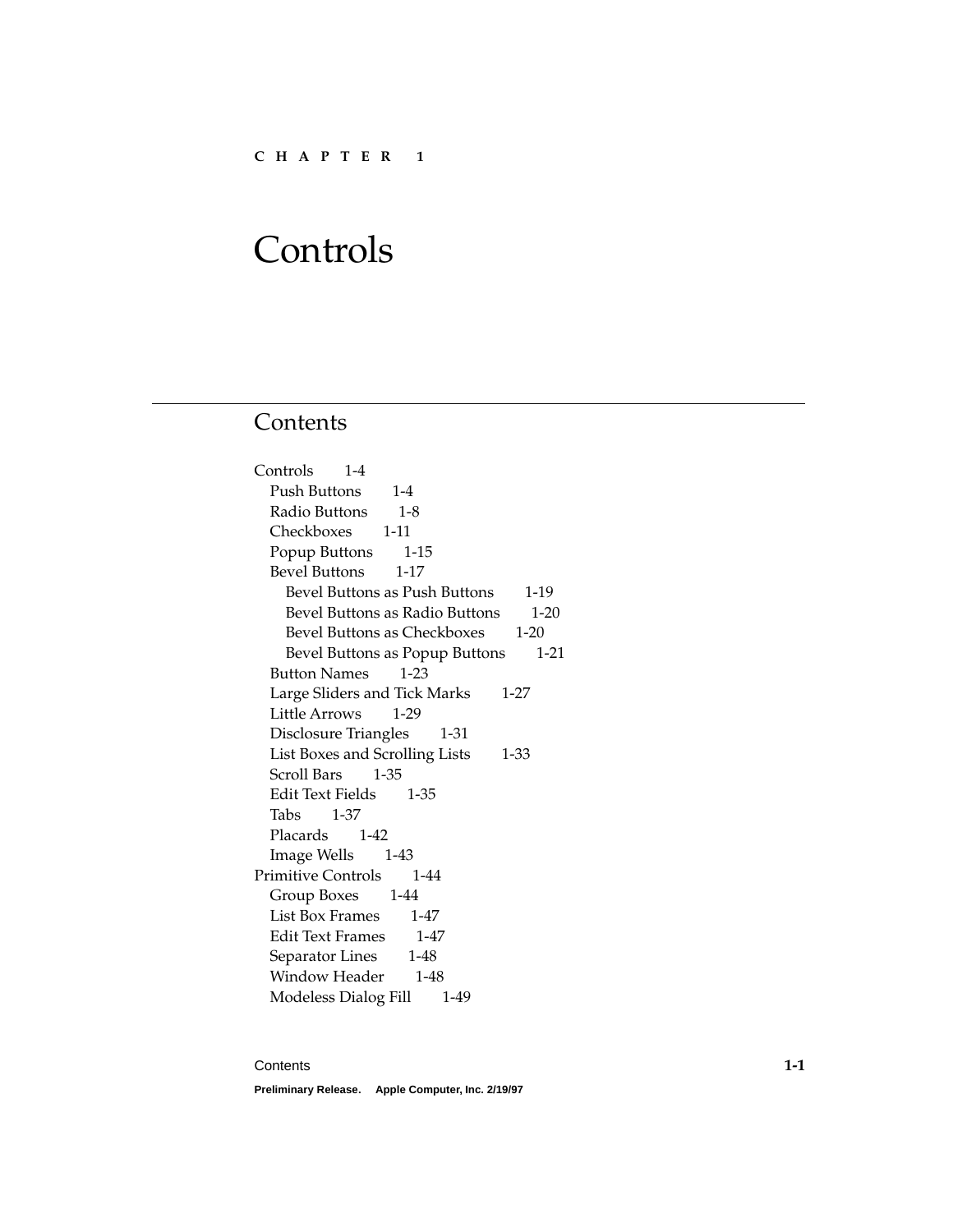CHAPTER 1

# Controls

## Contents

- Controls 1-4
  - Push Buttons 1-4
  - Radio Buttons 1-8
  - Checkboxes 1-11
  - Popup Buttons 1-15
  - Bevel Buttons 1-17
    - Bevel Buttons as Push Buttons 1-19
    - Bevel Buttons as Radio Buttons 1-20
    - Bevel Buttons as Checkboxes 1-20
    - Bevel Buttons as Popup Buttons 1-21
  - Button Names 1-23
  - Large Sliders and Tick Marks 1-27
  - Little Arrows 1-29
  - Disclosure Triangles 1-31
  - List Boxes and Scrolling Lists 1-33
  - Scroll Bars 1-35
  - Edit Text Fields 1-35
  - Tabs 1-37
  - Placards 1-42
  - Image Wells 1-43
- Primitive Controls 1-44
  - Group Boxes 1-44
  - List Box Frames 1-47
  - Edit Text Frames 1-47
  - Separator Lines 1-48
  - Window Header 1-48
  - Modeless Dialog Fill 1-49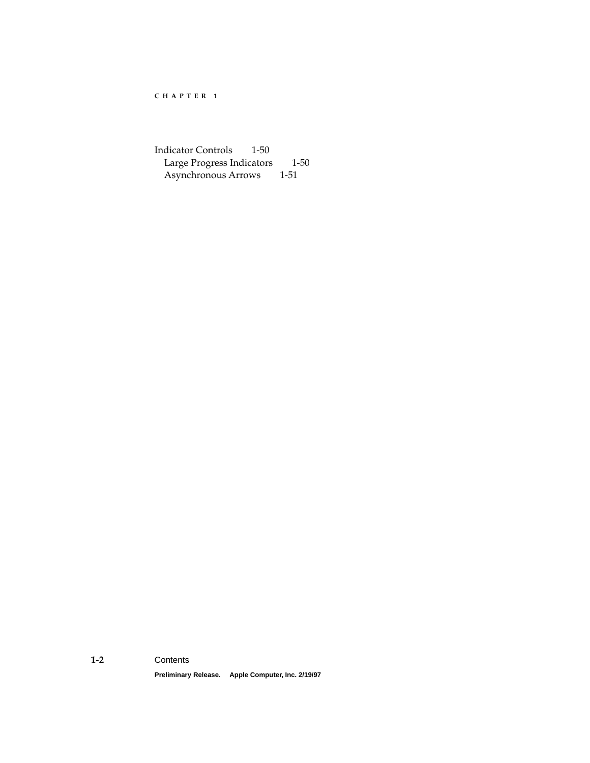Indicator Controls 1-50
  Large Progress Indicators 1-50
  Asynchronous Arrows 1-51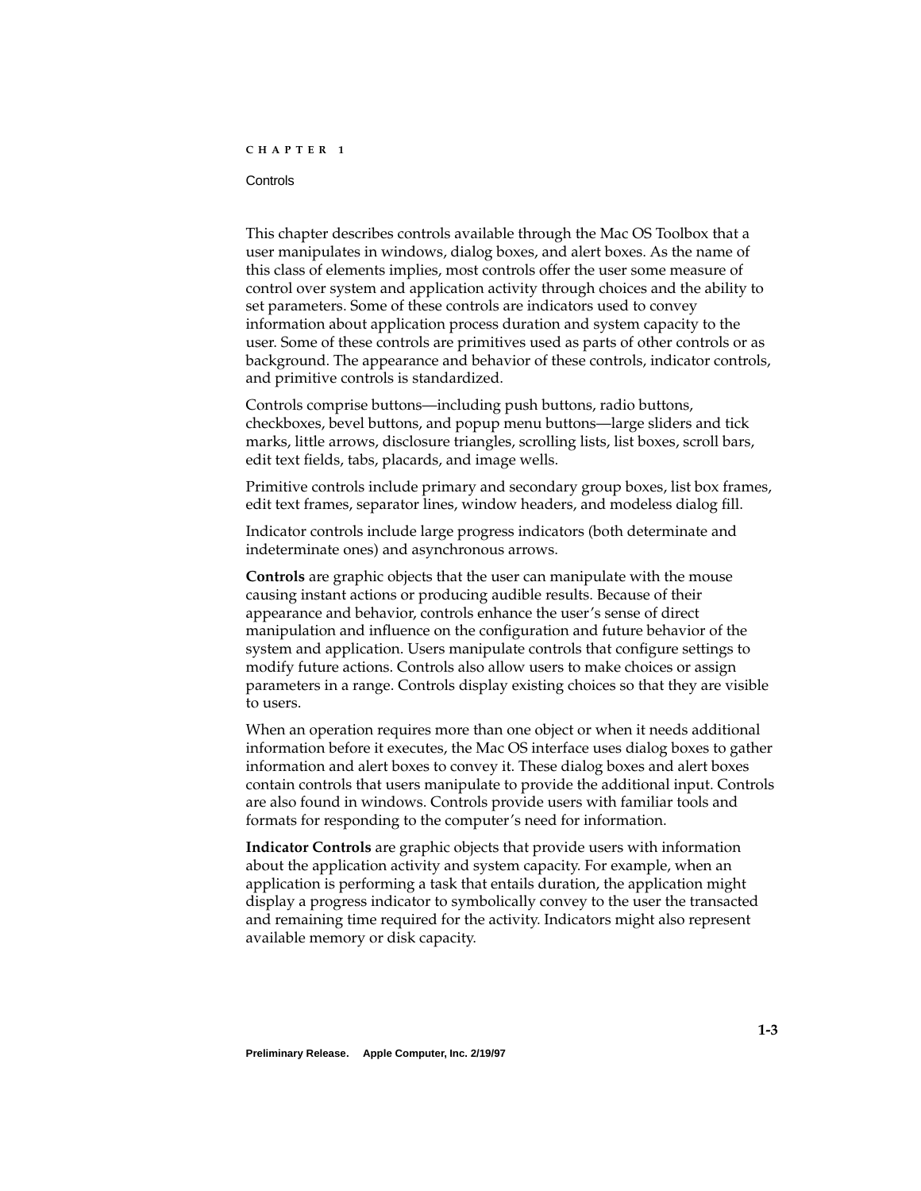This chapter describes controls available through the Mac OS Toolbox that a user manipulates in windows, dialog boxes, and alert boxes. As the name of this class of elements implies, most controls offer the user some measure of control over system and application activity through choices and the ability to set parameters. Some of these controls are indicators used to convey information about application process duration and system capacity to the user. Some of these controls are primitives used as parts of other controls or as background. The appearance and behavior of these controls, indicator controls, and primitive controls is standardized.

Controls comprise buttons—including push buttons, radio buttons, checkboxes, bevel buttons, and popup menu buttons—large sliders and tick marks, little arrows, disclosure triangles, scrolling lists, list boxes, scroll bars, edit text fields, tabs, placards, and image wells.

Primitive controls include primary and secondary group boxes, list box frames, edit text frames, separator lines, window headers, and modeless dialog fill.

Indicator controls include large progress indicators (both determinate and indeterminate ones) and asynchronous arrows.

**Controls** are graphic objects that the user can manipulate with the mouse causing instant actions or producing audible results. Because of their appearance and behavior, controls enhance the user's sense of direct manipulation and influence on the configuration and future behavior of the system and application. Users manipulate controls that configure settings to modify future actions. Controls also allow users to make choices or assign parameters in a range. Controls display existing choices so that they are visible to users.

When an operation requires more than one object or when it needs additional information before it executes, the Mac OS interface uses dialog boxes to gather information and alert boxes to convey it. These dialog boxes and alert boxes contain controls that users manipulate to provide the additional input. Controls are also found in windows. Controls provide users with familiar tools and formats for responding to the computer's need for information.

**Indicator Controls** are graphic objects that provide users with information about the application activity and system capacity. For example, when an application is performing a task that entails duration, the application might display a progress indicator to symbolically convey to the user the transacted and remaining time required for the activity. Indicators might also represent available memory or disk capacity.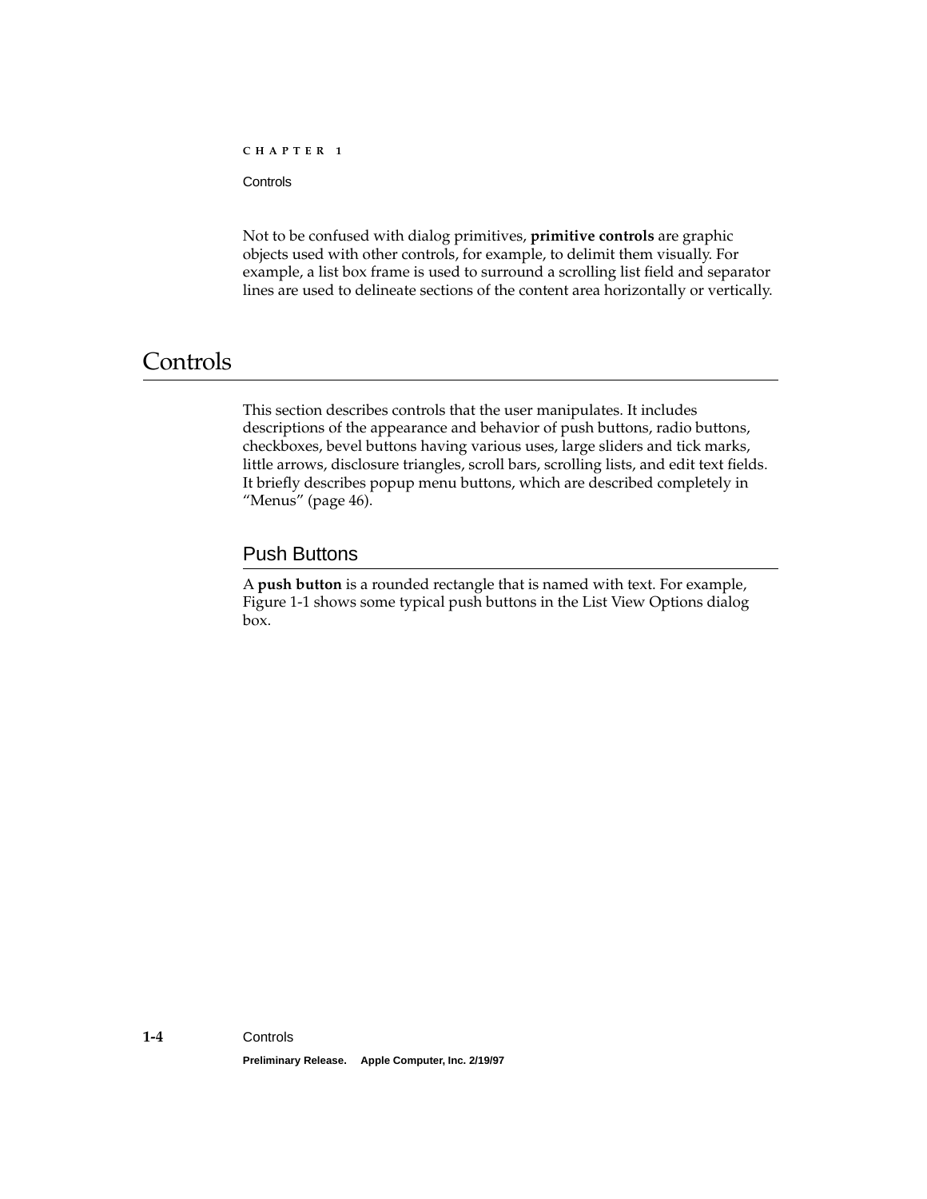Not to be confused with dialog primitives, **primitive controls** are graphic objects used with other controls, for example, to delimit them visually. For example, a list box frame is used to surround a scrolling list field and separator lines are used to delineate sections of the content area horizontally or vertically.

# Controls

This section describes controls that the user manipulates. It includes descriptions of the appearance and behavior of push buttons, radio buttons, checkboxes, bevel buttons having various uses, large sliders and tick marks, little arrows, disclosure triangles, scroll bars, scrolling lists, and edit text fields. It briefly describes popup menu buttons, which are described completely in "Menus" (page 46).

## Push Buttons

A **push button** is a rounded rectangle that is named with text. For example, Figure 1-1 shows some typical push buttons in the List View Options dialog box.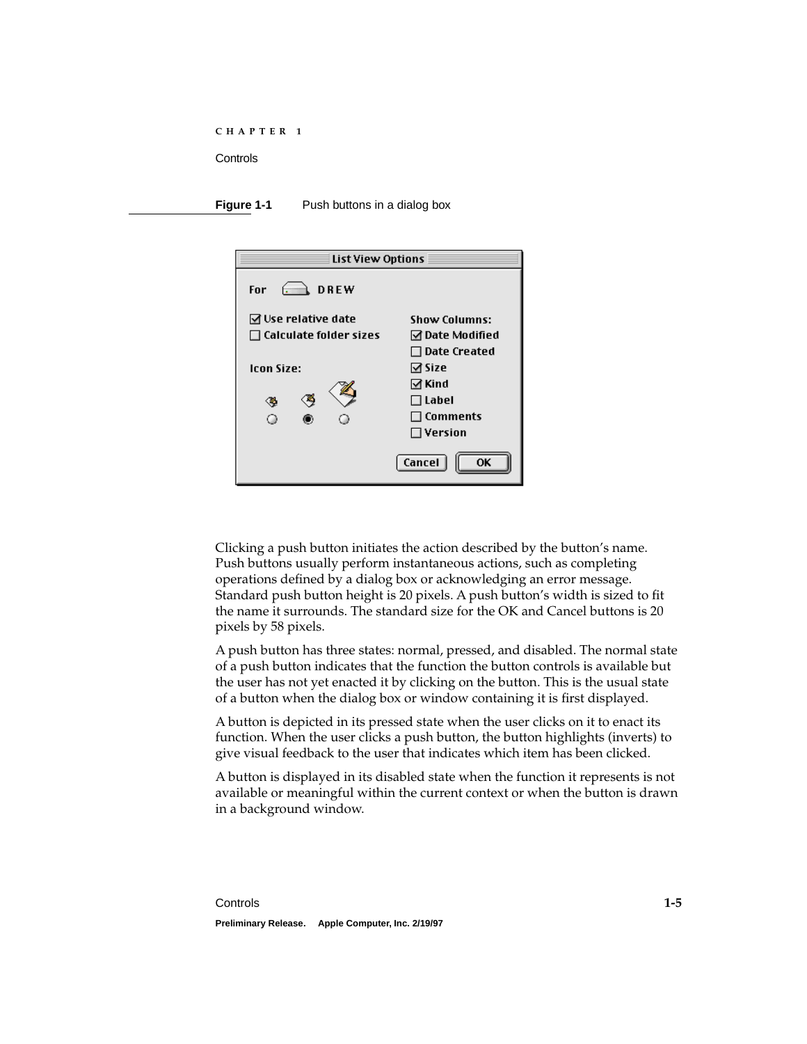**Figure 1-1** Push buttons in a dialog box

Clicking a push button initiates the action described by the button's name. Push buttons usually perform instantaneous actions, such as completing operations defined by a dialog box or acknowledging an error message. Standard push button height is 20 pixels. A push button's width is sized to fit the name it surrounds. The standard size for the OK and Cancel buttons is 20 pixels by 58 pixels.

A push button has three states: normal, pressed, and disabled. The normal state of a push button indicates that the function the button controls is available but the user has not yet enacted it by clicking on the button. This is the usual state of a button when the dialog box or window containing it is first displayed.

A button is depicted in its pressed state when the user clicks on it to enact its function. When the user clicks a push button, the button highlights (inverts) to give visual feedback to the user that indicates which item has been clicked.

A button is displayed in its disabled state when the function it represents is not available or meaningful within the current context or when the button is drawn in a background window.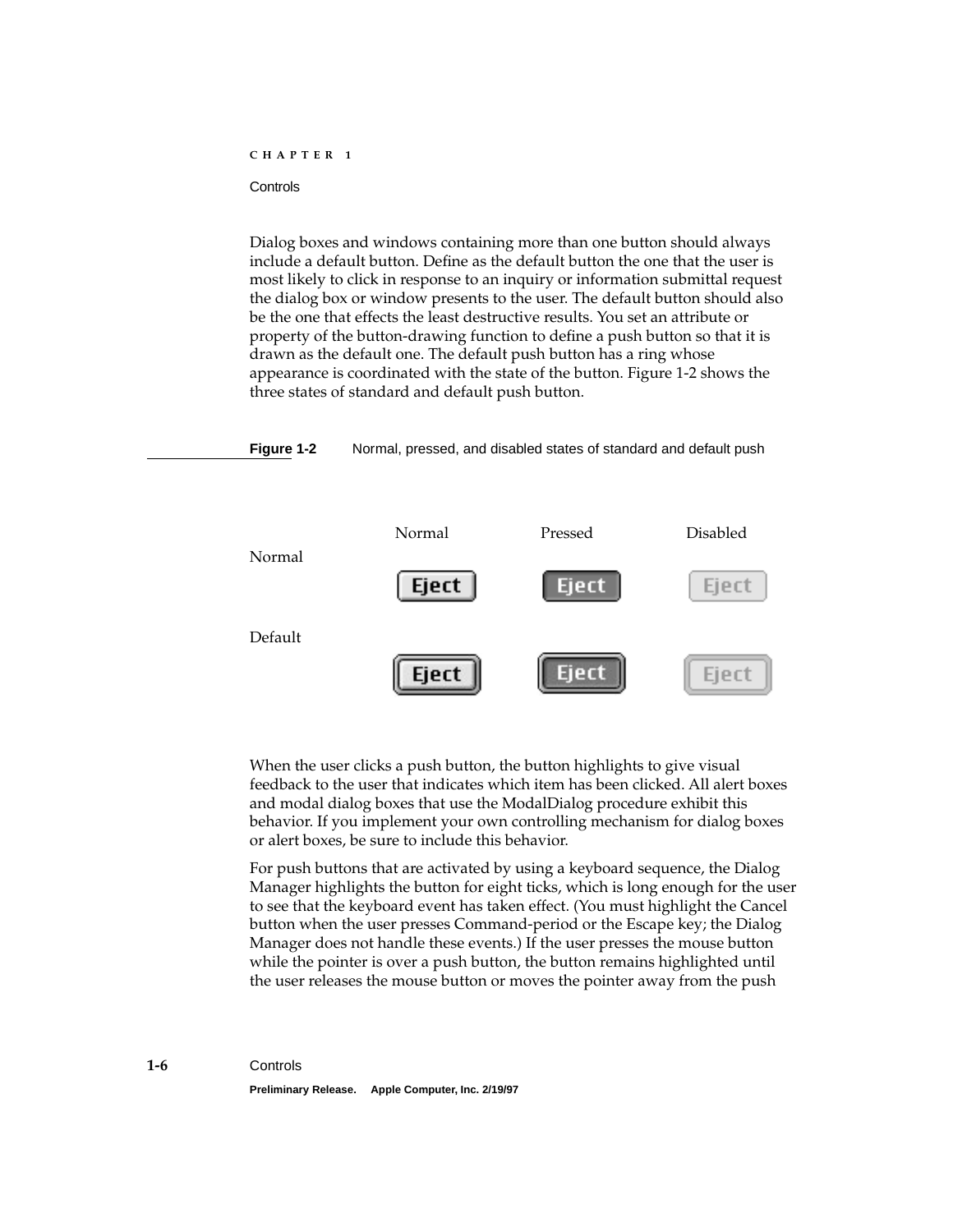Dialog boxes and windows containing more than one button should always include a default button. Define as the default button the one that the user is most likely to click in response to an inquiry or information submittal request the dialog box or window presents to the user. The default button should also be the one that effects the least destructive results. You set an attribute or property of the button-drawing function to define a push button so that it is drawn as the default one. The default push button has a ring whose appearance is coordinated with the state of the button. Figure 1-2 shows the three states of standard and default push button.

**Figure 1-2** Normal, pressed, and disabled states of standard and default push

When the user clicks a push button, the button highlights to give visual feedback to the user that indicates which item has been clicked. All alert boxes and modal dialog boxes that use the ModalDialog procedure exhibit this behavior. If you implement your own controlling mechanism for dialog boxes or alert boxes, be sure to include this behavior.

For push buttons that are activated by using a keyboard sequence, the Dialog Manager highlights the button for eight ticks, which is long enough for the user to see that the keyboard event has taken effect. (You must highlight the Cancel button when the user presses Command-period or the Escape key; the Dialog Manager does not handle these events.) If the user presses the mouse button while the pointer is over a push button, the button remains highlighted until the user releases the mouse button or moves the pointer away from the push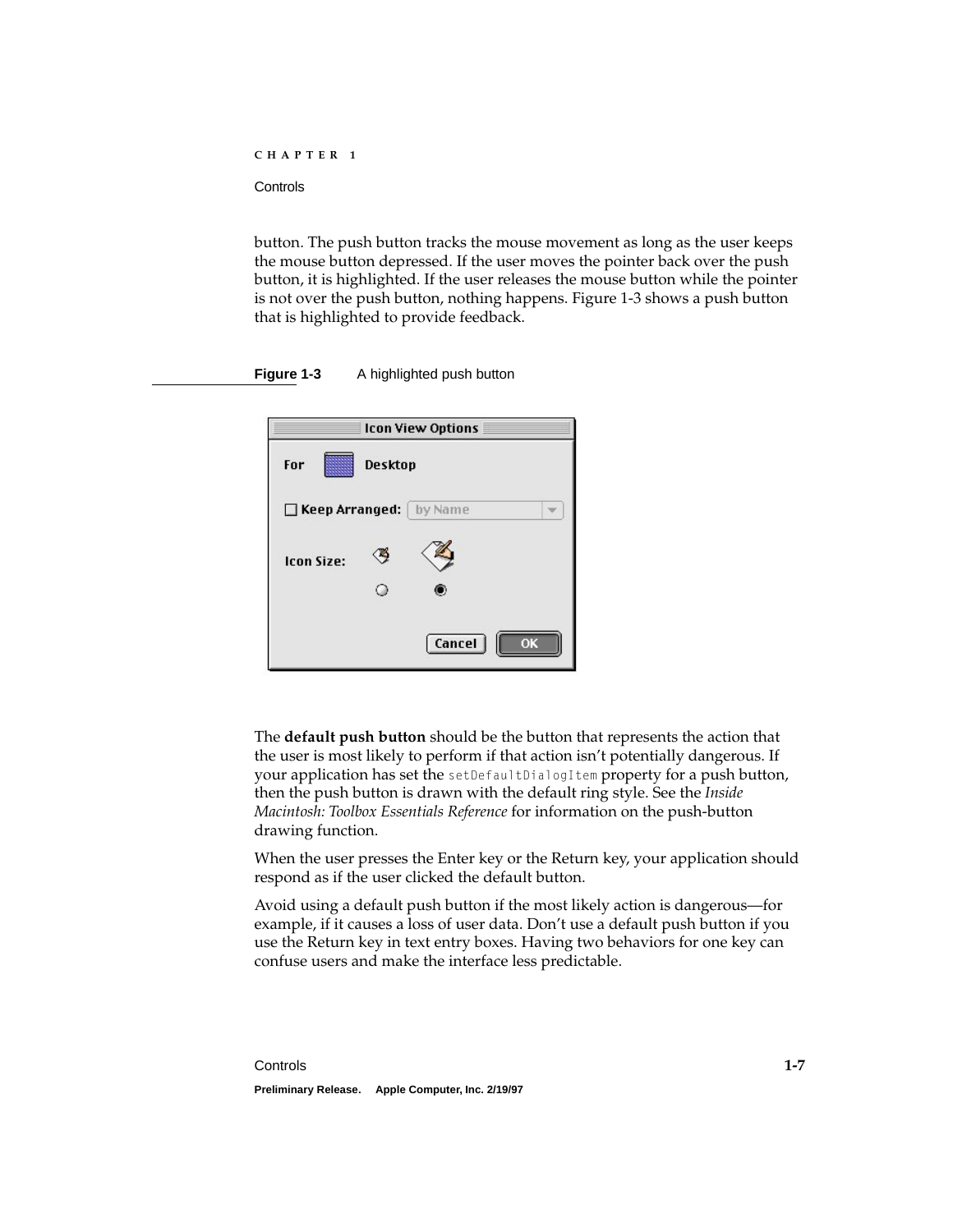button. The push button tracks the mouse movement as long as the user keeps the mouse button depressed. If the user moves the pointer back over the push button, it is highlighted. If the user releases the mouse button while the pointer is not over the push button, nothing happens. Figure 1-3 shows a push button that is highlighted to provide feedback.

**Figure 1-3** A highlighted push button

The **default push button** should be the button that represents the action that the user is most likely to perform if that action isn't potentially dangerous. If your application has set the `setDefaultDialogItem` property for a push button, then the push button is drawn with the default ring style. See the *Inside Macintosh: Toolbox Essentials Reference* for information on the push-button drawing function.

When the user presses the Enter key or the Return key, your application should respond as if the user clicked the default button.

Avoid using a default push button if the most likely action is dangerous—for example, if it causes a loss of user data. Don't use a default push button if you use the Return key in text entry boxes. Having two behaviors for one key can confuse users and make the interface less predictable.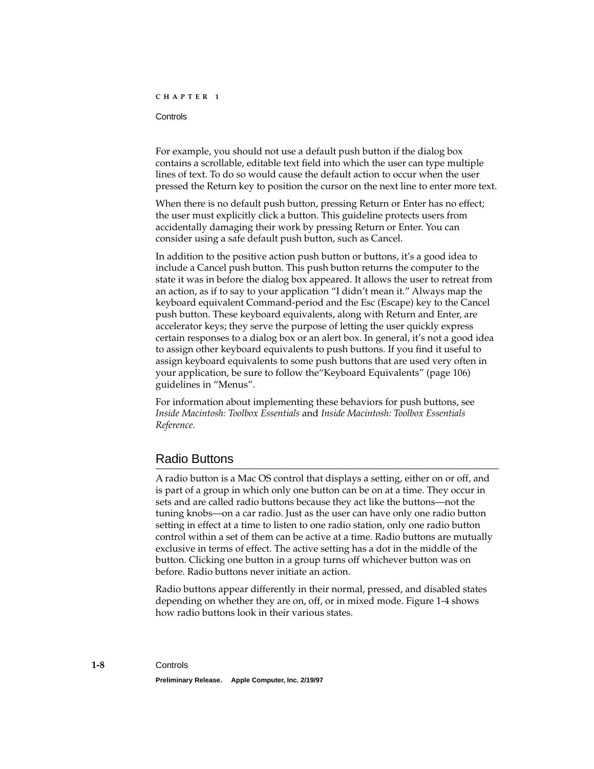For example, you should not use a default push button if the dialog box contains a scrollable, editable text field into which the user can type multiple lines of text. To do so would cause the default action to occur when the user pressed the Return key to position the cursor on the next line to enter more text.

When there is no default push button, pressing Return or Enter has no effect; the user must explicitly click a button. This guideline protects users from accidentally damaging their work by pressing Return or Enter. You can consider using a safe default push button, such as Cancel.

In addition to the positive action push button or buttons, it's a good idea to include a Cancel push button. This push button returns the computer to the state it was in before the dialog box appeared. It allows the user to retreat from an action, as if to say to your application "I didn't mean it." Always map the keyboard equivalent Command-period and the Esc (Escape) key to the Cancel push button. These keyboard equivalents, along with Return and Enter, are accelerator keys; they serve the purpose of letting the user quickly express certain responses to a dialog box or an alert box. In general, it's not a good idea to assign other keyboard equivalents to push buttons. If you find it useful to assign keyboard equivalents to some push buttons that are used very often in your application, be sure to follow the"Keyboard Equivalents" (page 106) guidelines in "Menus".

For information about implementing these behaviors for push buttons, see *Inside Macintosh: Toolbox Essentials* and *Inside Macintosh: Toolbox Essentials Reference*.

## Radio Buttons

A radio button is a Mac OS control that displays a setting, either on or off, and is part of a group in which only one button can be on at a time. They occur in sets and are called radio buttons because they act like the buttons—not the tuning knobs—on a car radio. Just as the user can have only one radio button setting in effect at a time to listen to one radio station, only one radio button control within a set of them can be active at a time. Radio buttons are mutually exclusive in terms of effect. The active setting has a dot in the middle of the button. Clicking one button in a group turns off whichever button was on before. Radio buttons never initiate an action.

Radio buttons appear differently in their normal, pressed, and disabled states depending on whether they are on, off, or in mixed mode. Figure 1-4 shows how radio buttons look in their various states.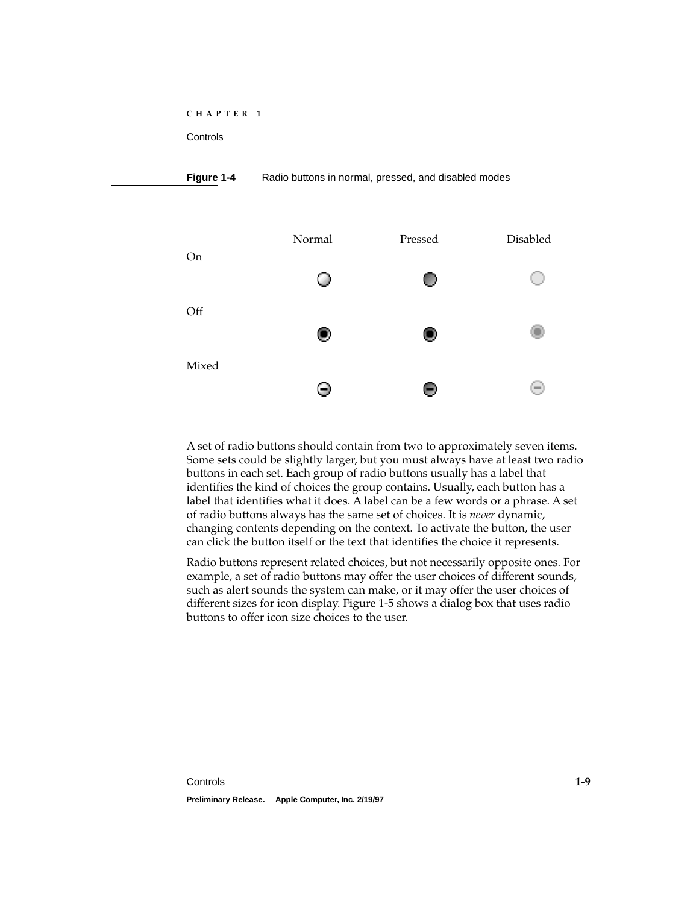**Figure 1-4** Radio buttons in normal, pressed, and disabled modes

| | Normal | Pressed | Disabled |
|---|---|---|---|
| On | | | |
| Off | | | |
| Mixed | | | |

A set of radio buttons should contain from two to approximately seven items. Some sets could be slightly larger, but you must always have at least two radio buttons in each set. Each group of radio buttons usually has a label that identifies the kind of choices the group contains. Usually, each button has a label that identifies what it does. A label can be a few words or a phrase. A set of radio buttons always has the same set of choices. It is *never* dynamic, changing contents depending on the context. To activate the button, the user can click the button itself or the text that identifies the choice it represents.

Radio buttons represent related choices, but not necessarily opposite ones. For example, a set of radio buttons may offer the user choices of different sounds, such as alert sounds the system can make, or it may offer the user choices of different sizes for icon display. Figure 1-5 shows a dialog box that uses radio buttons to offer icon size choices to the user.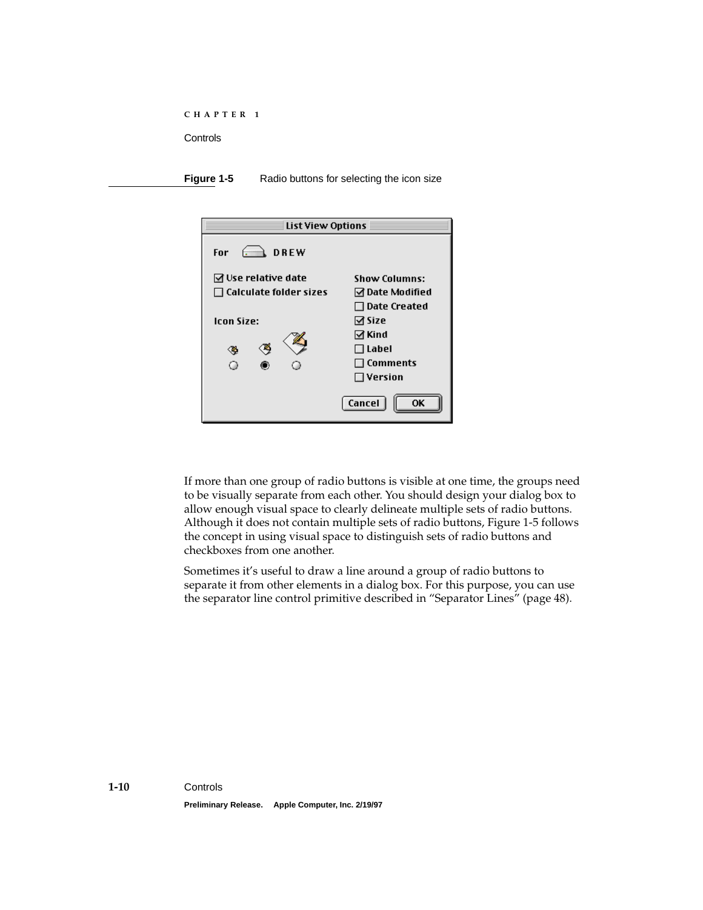**Figure 1-5** Radio buttons for selecting the icon size

If more than one group of radio buttons is visible at one time, the groups need to be visually separate from each other. You should design your dialog box to allow enough visual space to clearly delineate multiple sets of radio buttons. Although it does not contain multiple sets of radio buttons, Figure 1-5 follows the concept in using visual space to distinguish sets of radio buttons and checkboxes from one another.

Sometimes it's useful to draw a line around a group of radio buttons to separate it from other elements in a dialog box. For this purpose, you can use the separator line control primitive described in "Separator Lines" (page 48).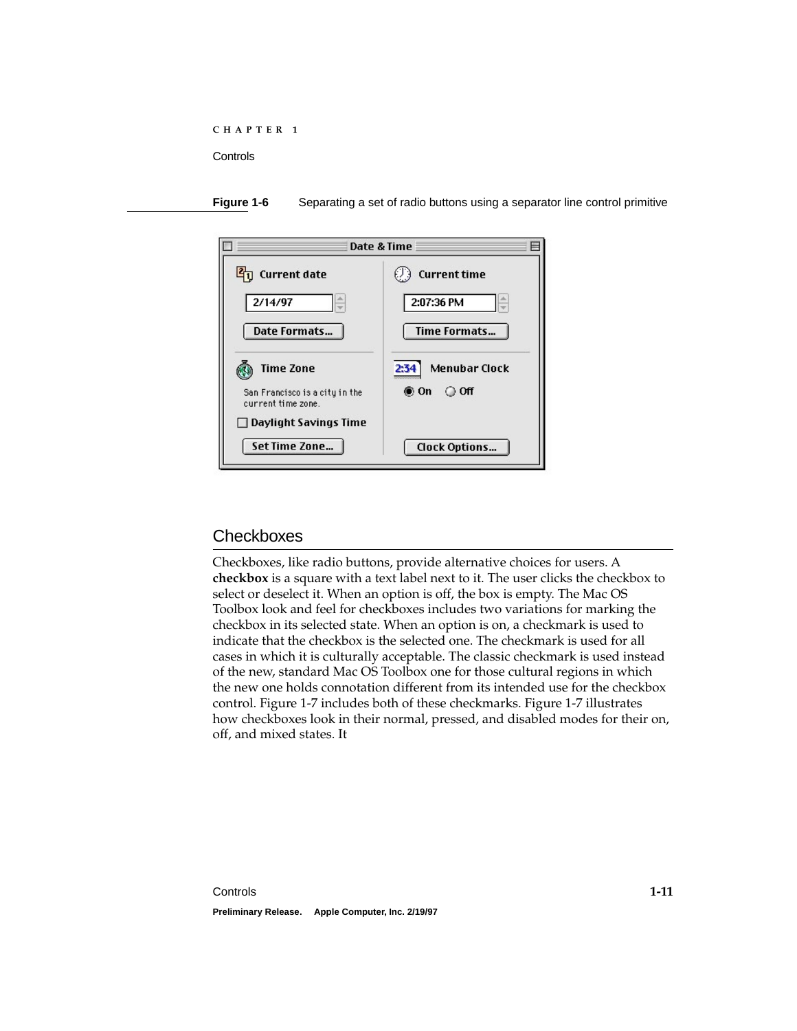**Figure 1-6** Separating a set of radio buttons using a separator line control primitive

## Checkboxes

Checkboxes, like radio buttons, provide alternative choices for users. A **checkbox** is a square with a text label next to it. The user clicks the checkbox to select or deselect it. When an option is off, the box is empty. The Mac OS Toolbox look and feel for checkboxes includes two variations for marking the checkbox in its selected state. When an option is on, a checkmark is used to indicate that the checkbox is the selected one. The checkmark is used for all cases in which it is culturally acceptable. The classic checkmark is used instead of the new, standard Mac OS Toolbox one for those cultural regions in which the new one holds connotation different from its intended use for the checkbox control. Figure 1-7 includes both of these checkmarks. Figure 1-7 illustrates how checkboxes look in their normal, pressed, and disabled modes for their on, off, and mixed states. It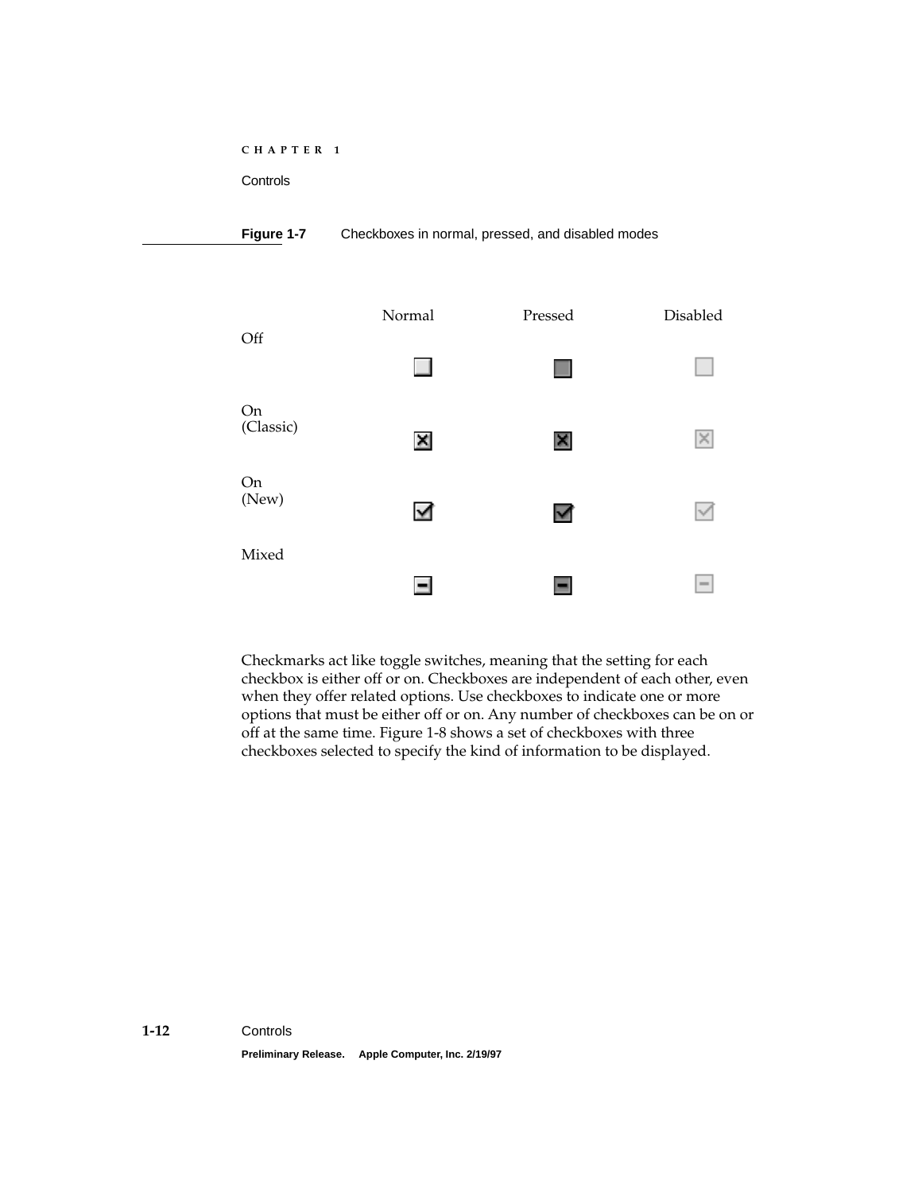**Figure 1-7** Checkboxes in normal, pressed, and disabled modes

| | Normal | Pressed | Disabled |
|---|---|---|---|
| Off | | | |
| On (Classic) | | | |
| On (New) | | | |
| Mixed | | | |

Checkmarks act like toggle switches, meaning that the setting for each checkbox is either off or on. Checkboxes are independent of each other, even when they offer related options. Use checkboxes to indicate one or more options that must be either off or on. Any number of checkboxes can be on or off at the same time. Figure 1-8 shows a set of checkboxes with three checkboxes selected to specify the kind of information to be displayed.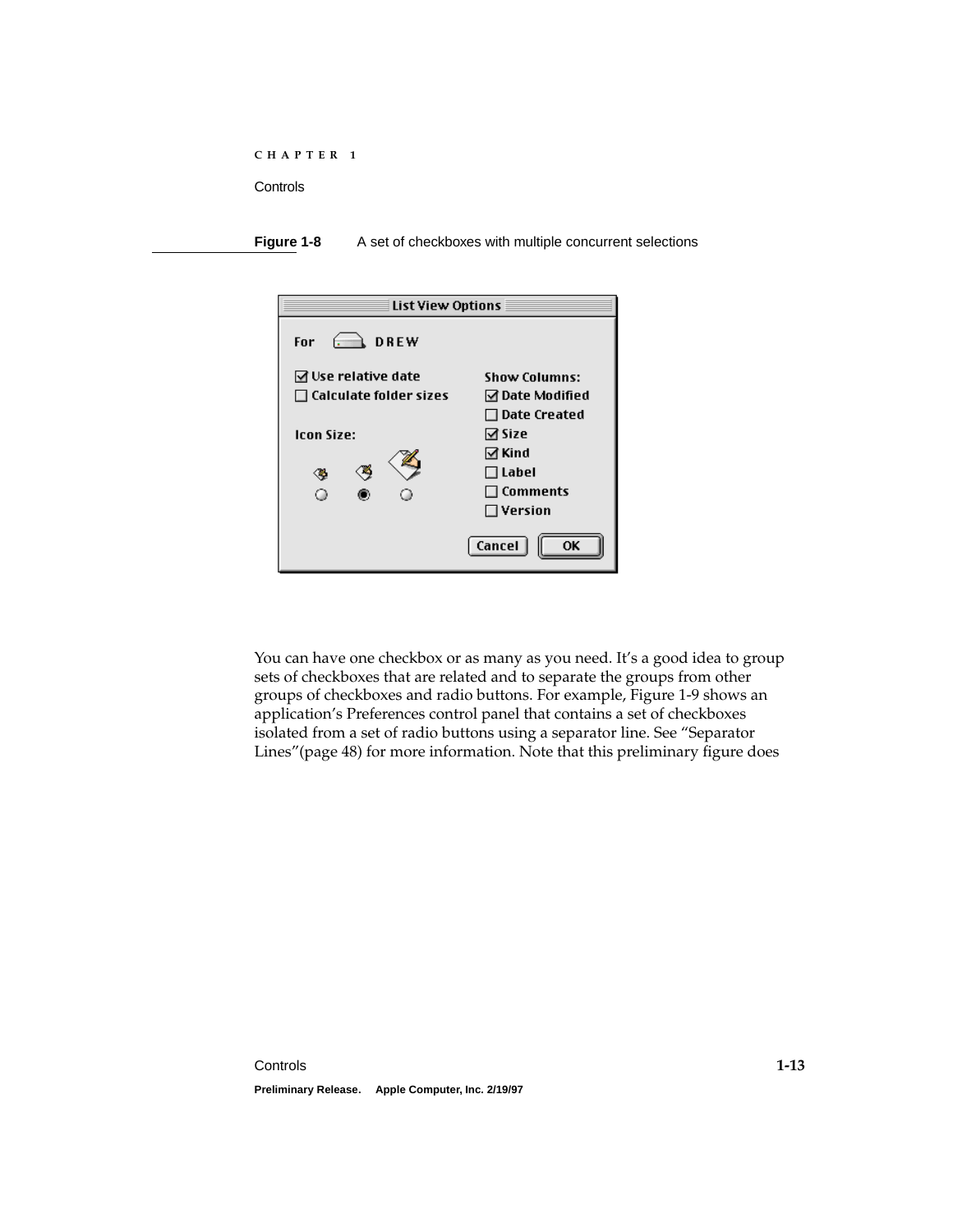**Figure 1-8** A set of checkboxes with multiple concurrent selections

You can have one checkbox or as many as you need. It's a good idea to group sets of checkboxes that are related and to separate the groups from other groups of checkboxes and radio buttons. For example, Figure 1-9 shows an application's Preferences control panel that contains a set of checkboxes isolated from a set of radio buttons using a separator line. See "Separator Lines"(page 48) for more information. Note that this preliminary figure does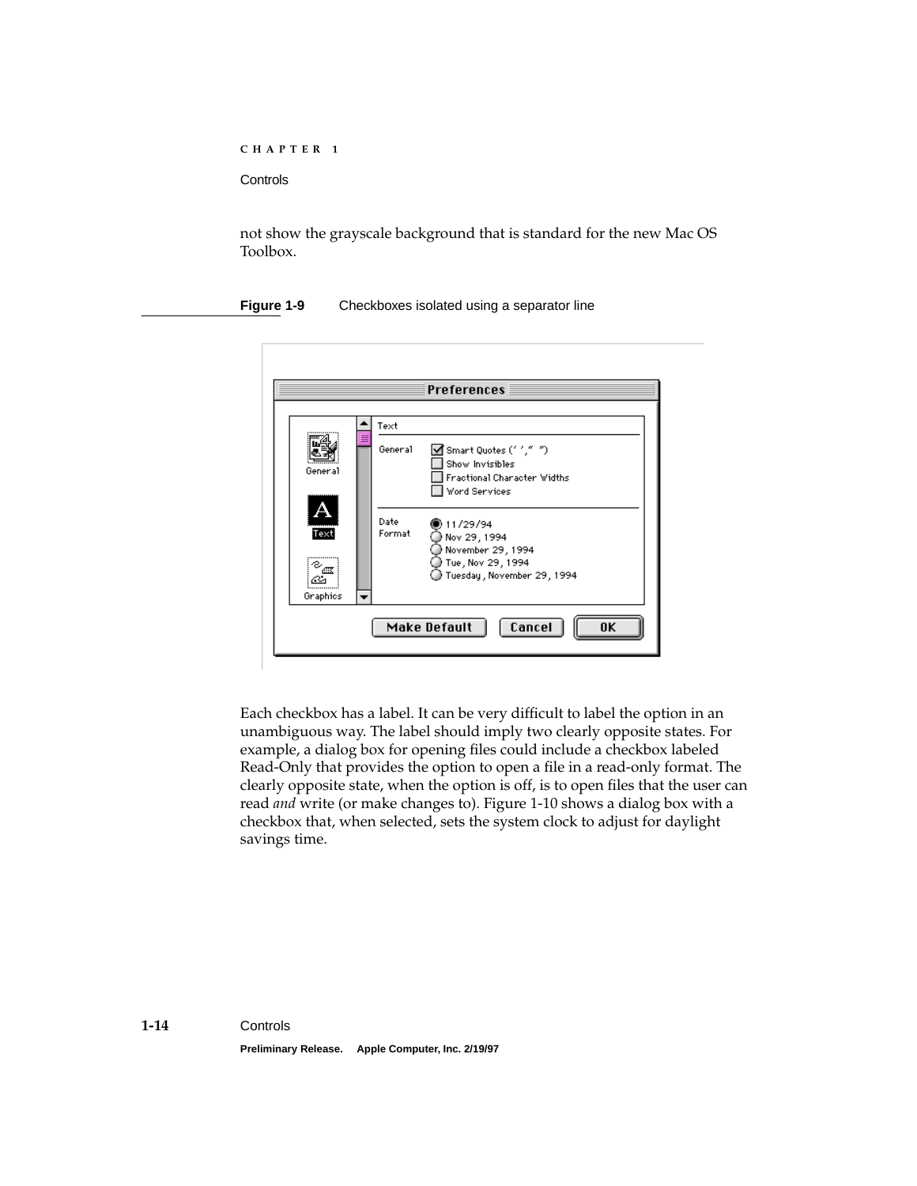not show the grayscale background that is standard for the new Mac OS Toolbox.

**Figure 1-9** Checkboxes isolated using a separator line

Each checkbox has a label. It can be very difficult to label the option in an unambiguous way. The label should imply two clearly opposite states. For example, a dialog box for opening files could include a checkbox labeled Read-Only that provides the option to open a file in a read-only format. The clearly opposite state, when the option is off, is to open files that the user can read *and* write (or make changes to). Figure 1-10 shows a dialog box with a checkbox that, when selected, sets the system clock to adjust for daylight savings time.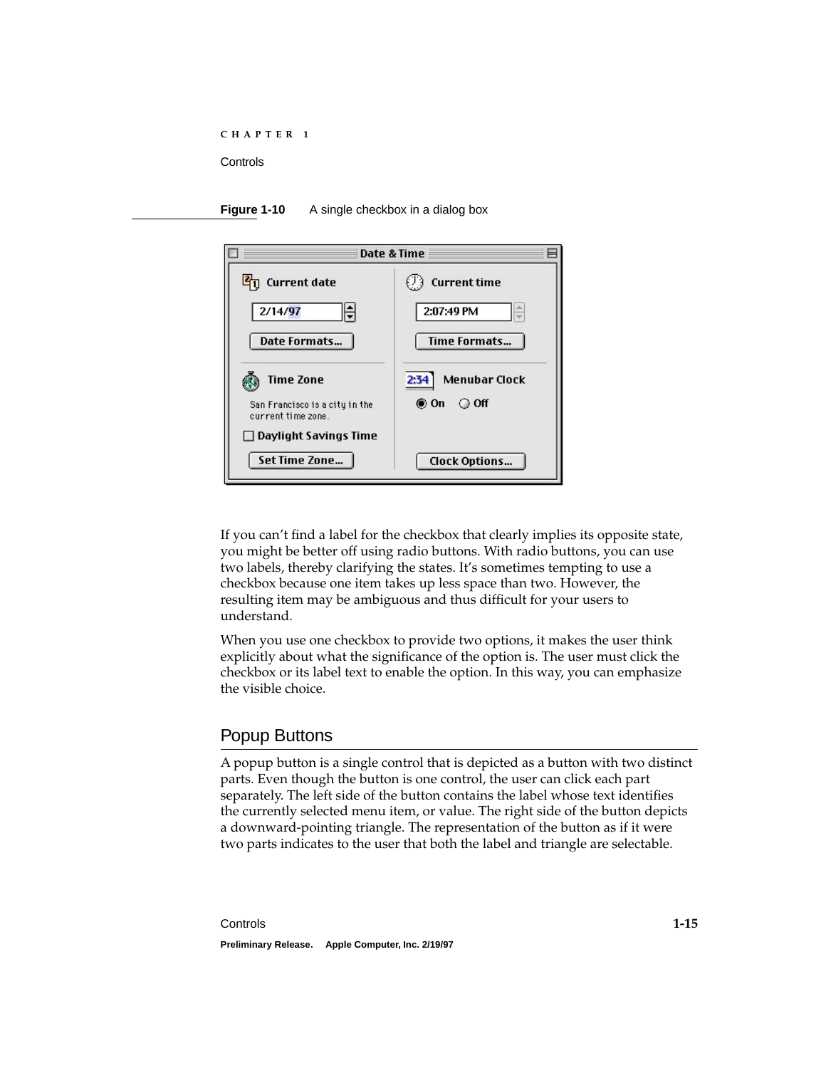**Figure 1-10** A single checkbox in a dialog box

If you can't find a label for the checkbox that clearly implies its opposite state, you might be better off using radio buttons. With radio buttons, you can use two labels, thereby clarifying the states. It's sometimes tempting to use a checkbox because one item takes up less space than two. However, the resulting item may be ambiguous and thus difficult for your users to understand.

When you use one checkbox to provide two options, it makes the user think explicitly about what the significance of the option is. The user must click the checkbox or its label text to enable the option. In this way, you can emphasize the visible choice.

## Popup Buttons

A popup button is a single control that is depicted as a button with two distinct parts. Even though the button is one control, the user can click each part separately. The left side of the button contains the label whose text identifies the currently selected menu item, or value. The right side of the button depicts a downward-pointing triangle. The representation of the button as if it were two parts indicates to the user that both the label and triangle are selectable.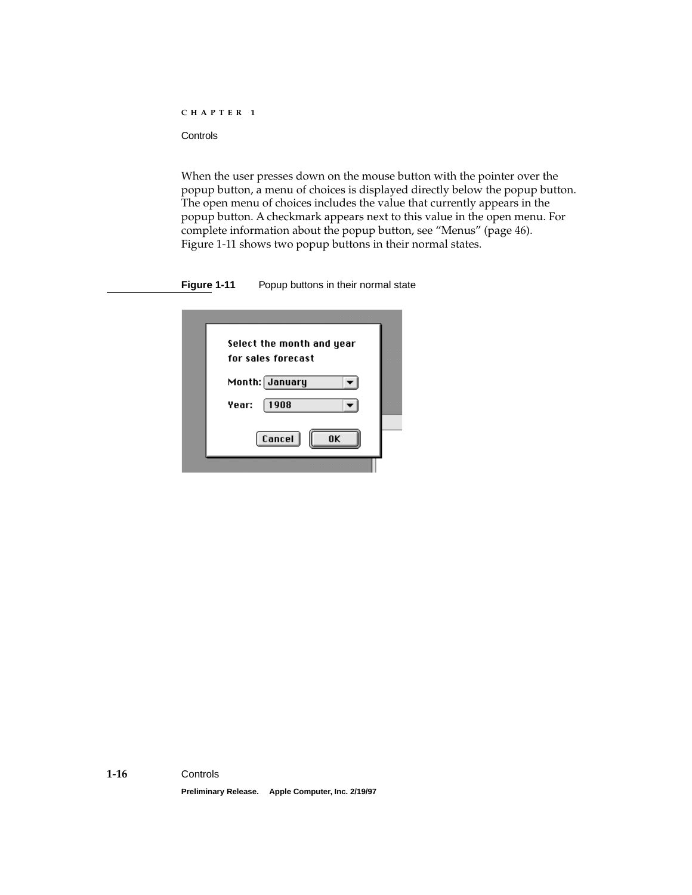When the user presses down on the mouse button with the pointer over the popup button, a menu of choices is displayed directly below the popup button. The open menu of choices includes the value that currently appears in the popup button. A checkmark appears next to this value in the open menu. For complete information about the popup button, see “Menus” (page 46). Figure 1-11 shows two popup buttons in their normal states.

**Figure 1-11** Popup buttons in their normal state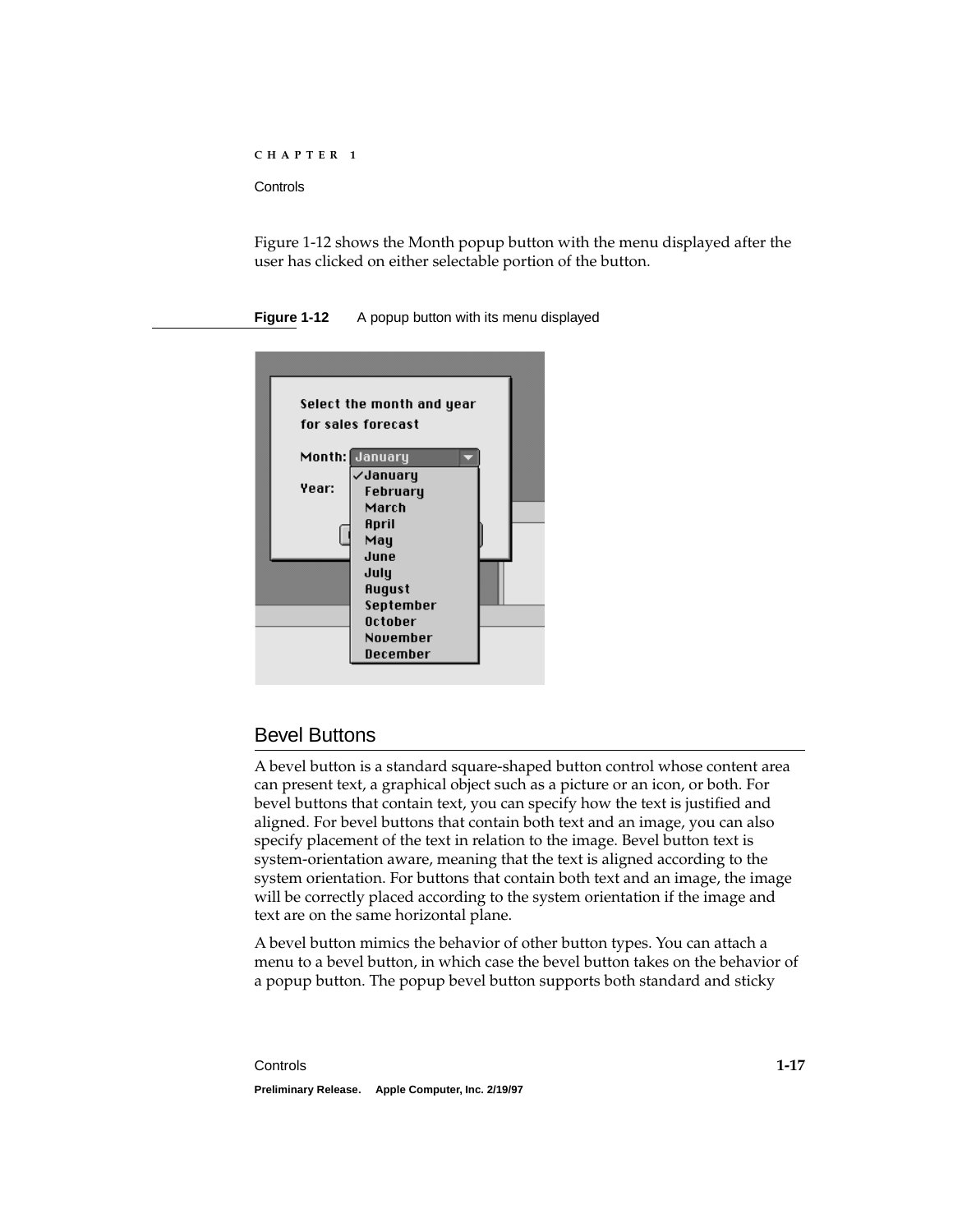Figure 1-12 shows the Month popup button with the menu displayed after the user has clicked on either selectable portion of the button.

**Figure 1-12** A popup button with its menu displayed

## Bevel Buttons

A bevel button is a standard square-shaped button control whose content area can present text, a graphical object such as a picture or an icon, or both. For bevel buttons that contain text, you can specify how the text is justified and aligned. For bevel buttons that contain both text and an image, you can also specify placement of the text in relation to the image. Bevel button text is system-orientation aware, meaning that the text is aligned according to the system orientation. For buttons that contain both text and an image, the image will be correctly placed according to the system orientation if the image and text are on the same horizontal plane.

A bevel button mimics the behavior of other button types. You can attach a menu to a bevel button, in which case the bevel button takes on the behavior of a popup button. The popup bevel button supports both standard and sticky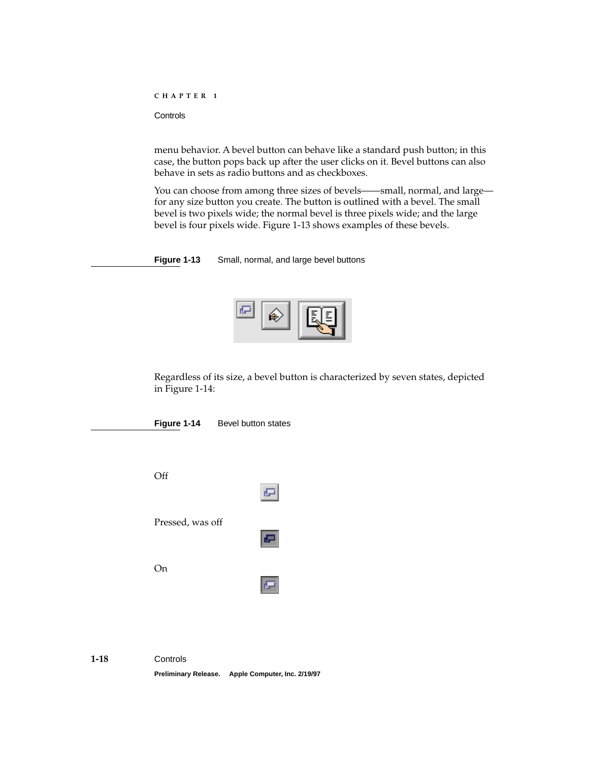menu behavior. A bevel button can behave like a standard push button; in this case, the button pops back up after the user clicks on it. Bevel buttons can also behave in sets as radio buttons and as checkboxes.

You can choose from among three sizes of bevels——small, normal, and large—for any size button you create. The button is outlined with a bevel. The small bevel is two pixels wide; the normal bevel is three pixels wide; and the large bevel is four pixels wide. Figure 1-13 shows examples of these bevels.

**Figure 1-13** Small, normal, and large bevel buttons

Regardless of its size, a bevel button is characterized by seven states, depicted in Figure 1-14:

**Figure 1-14** Bevel button states

Off

Pressed, was off

On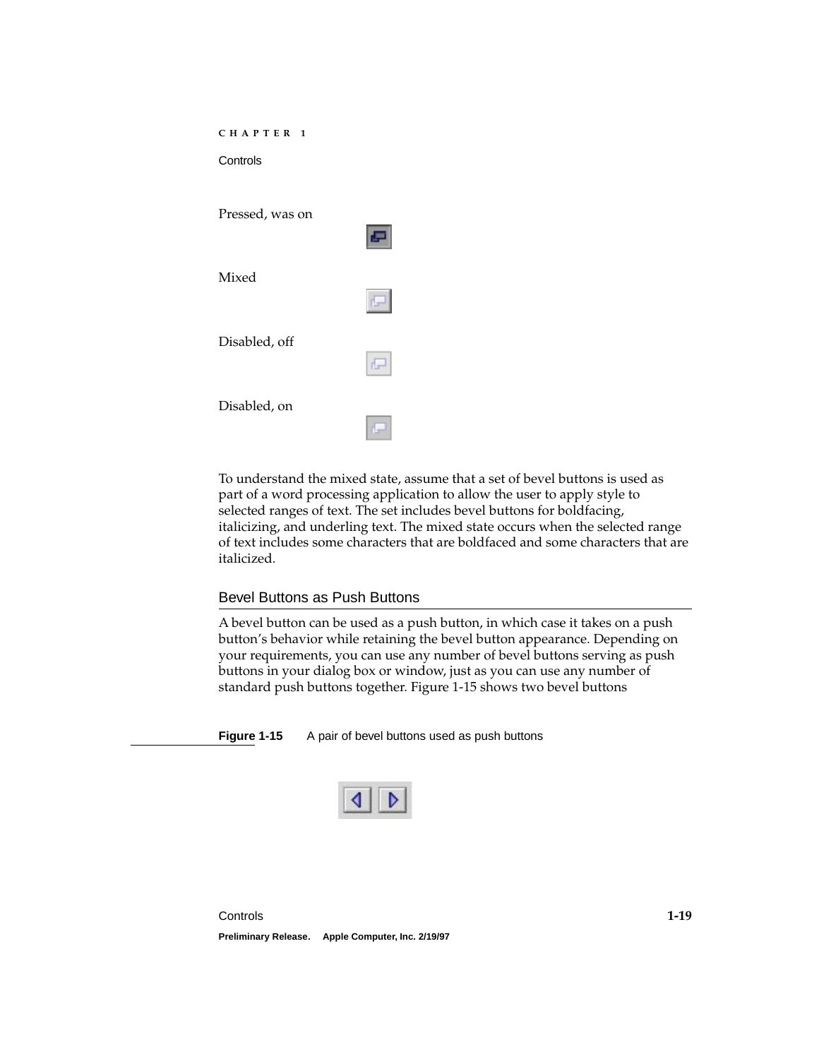Pressed, was on

Mixed

Disabled, off

Disabled, on

To understand the mixed state, assume that a set of bevel buttons is used as part of a word processing application to allow the user to apply style to selected ranges of text. The set includes bevel buttons for boldfacing, italicizing, and underling text. The mixed state occurs when the selected range of text includes some characters that are boldfaced and some characters that are italicized.

## Bevel Buttons as Push Buttons

A bevel button can be used as a push button, in which case it takes on a push button's behavior while retaining the bevel button appearance. Depending on your requirements, you can use any number of bevel buttons serving as push buttons in your dialog box or window, just as you can use any number of standard push buttons together. Figure 1-15 shows two bevel buttons

**Figure 1-15** A pair of bevel buttons used as push buttons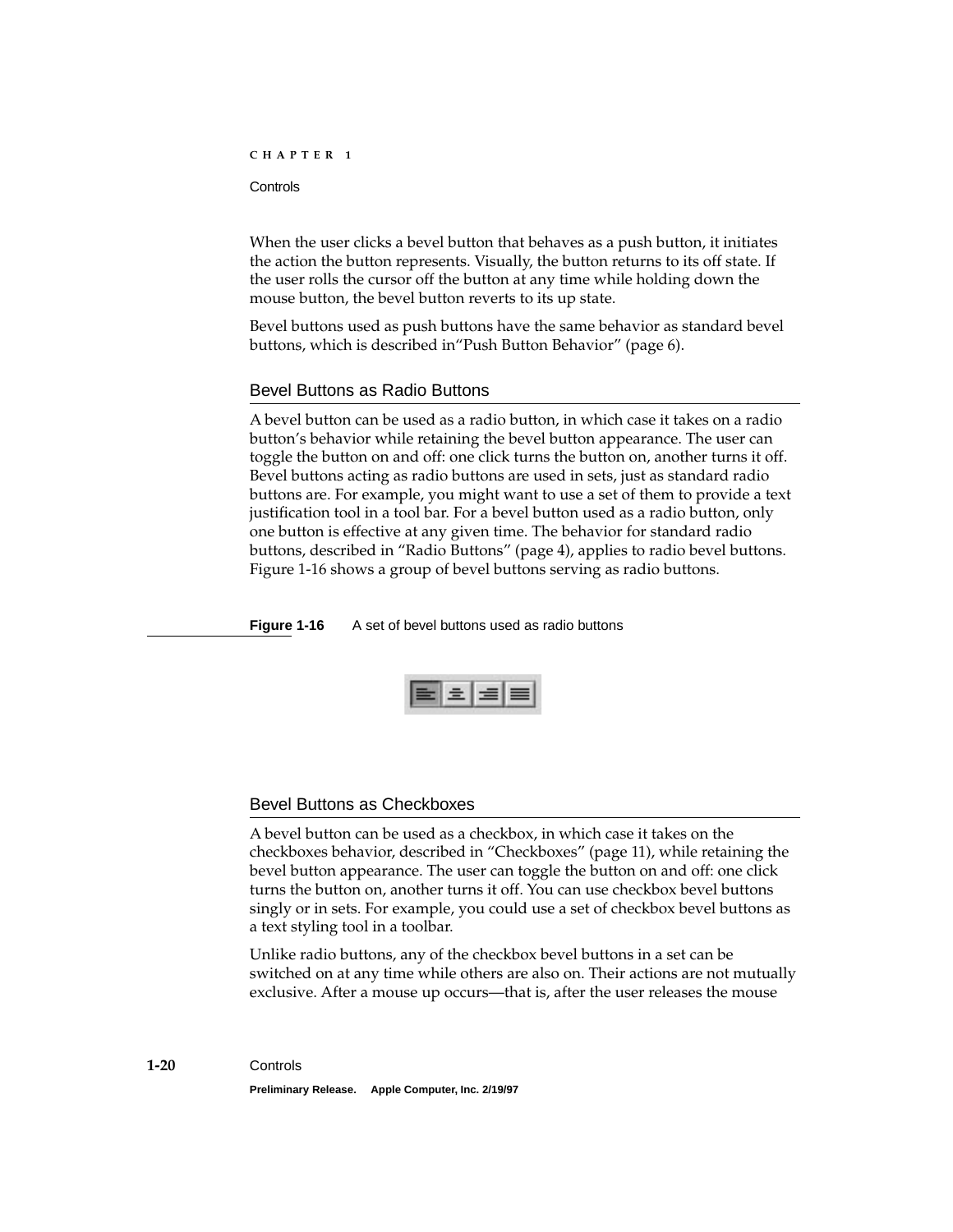When the user clicks a bevel button that behaves as a push button, it initiates the action the button represents. Visually, the button returns to its off state. If the user rolls the cursor off the button at any time while holding down the mouse button, the bevel button reverts to its up state.

Bevel buttons used as push buttons have the same behavior as standard bevel buttons, which is described in“Push Button Behavior” (page 6).

## Bevel Buttons as Radio Buttons

A bevel button can be used as a radio button, in which case it takes on a radio button's behavior while retaining the bevel button appearance. The user can toggle the button on and off: one click turns the button on, another turns it off. Bevel buttons acting as radio buttons are used in sets, just as standard radio buttons are. For example, you might want to use a set of them to provide a text justification tool in a tool bar. For a bevel button used as a radio button, only one button is effective at any given time. The behavior for standard radio buttons, described in “Radio Buttons” (page 4), applies to radio bevel buttons. Figure 1-16 shows a group of bevel buttons serving as radio buttons.

**Figure 1-16** A set of bevel buttons used as radio buttons

## Bevel Buttons as Checkboxes

A bevel button can be used as a checkbox, in which case it takes on the checkboxes behavior, described in “Checkboxes” (page 11), while retaining the bevel button appearance. The user can toggle the button on and off: one click turns the button on, another turns it off. You can use checkbox bevel buttons singly or in sets. For example, you could use a set of checkbox bevel buttons as a text styling tool in a toolbar.

Unlike radio buttons, any of the checkbox bevel buttons in a set can be switched on at any time while others are also on. Their actions are not mutually exclusive. After a mouse up occurs—that is, after the user releases the mouse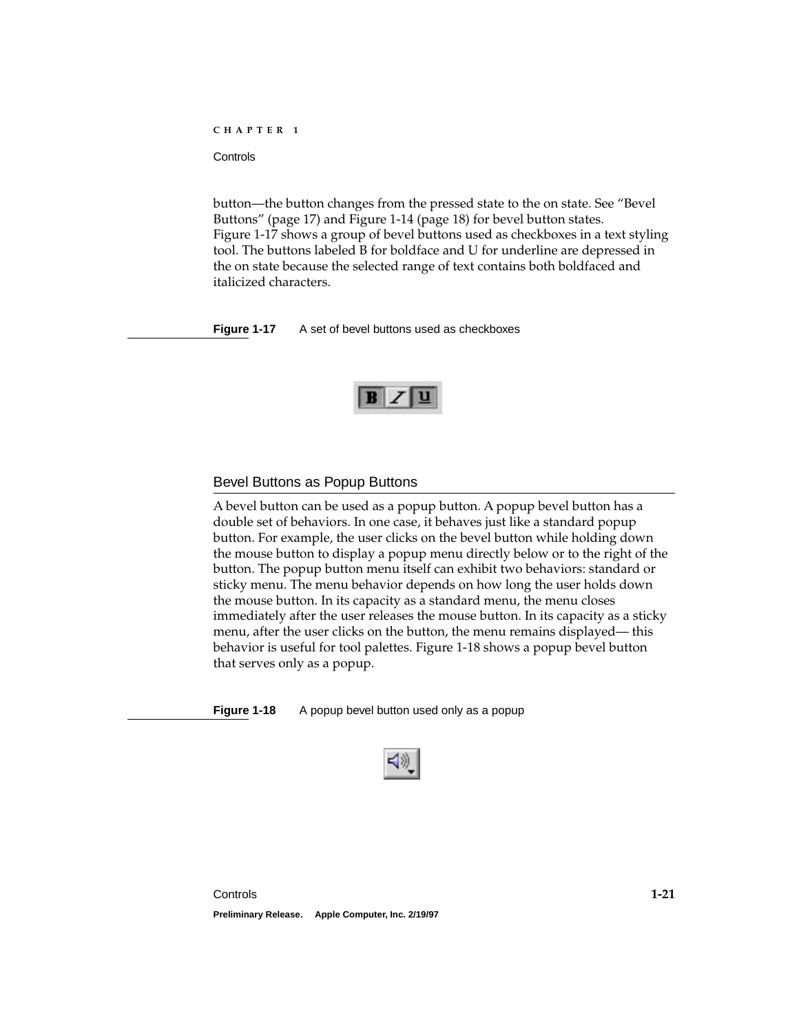button—the button changes from the pressed state to the on state. See "Bevel Buttons" (page 17) and Figure 1-14 (page 18) for bevel button states. Figure 1-17 shows a group of bevel buttons used as checkboxes in a text styling tool. The buttons labeled B for boldface and U for underline are depressed in the on state because the selected range of text contains both boldfaced and italicized characters.

**Figure 1-17** A set of bevel buttons used as checkboxes

## Bevel Buttons as Popup Buttons

A bevel button can be used as a popup button. A popup bevel button has a double set of behaviors. In one case, it behaves just like a standard popup button. For example, the user clicks on the bevel button while holding down the mouse button to display a popup menu directly below or to the right of the button. The popup button menu itself can exhibit two behaviors: standard or sticky menu. The menu behavior depends on how long the user holds down the mouse button. In its capacity as a standard menu, the menu closes immediately after the user releases the mouse button. In its capacity as a sticky menu, after the user clicks on the button, the menu remains displayed— this behavior is useful for tool palettes. Figure 1-18 shows a popup bevel button that serves only as a popup.

**Figure 1-18** A popup bevel button used only as a popup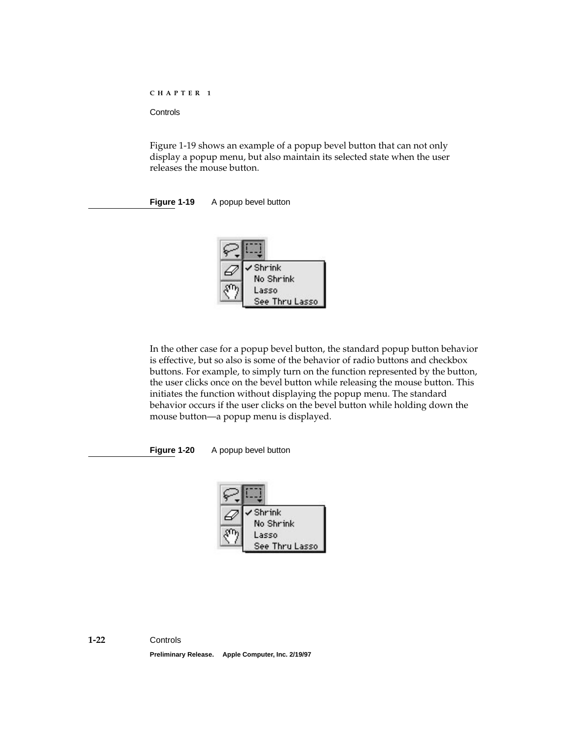Figure 1-19 shows an example of a popup bevel button that can not only display a popup menu, but also maintain its selected state when the user releases the mouse button.

**Figure 1-19** A popup bevel button

In the other case for a popup bevel button, the standard popup button behavior is effective, but so also is some of the behavior of radio buttons and checkbox buttons. For example, to simply turn on the function represented by the button, the user clicks once on the bevel button while releasing the mouse button. This initiates the function without displaying the popup menu. The standard behavior occurs if the user clicks on the bevel button while holding down the mouse button—a popup menu is displayed.

**Figure 1-20** A popup bevel button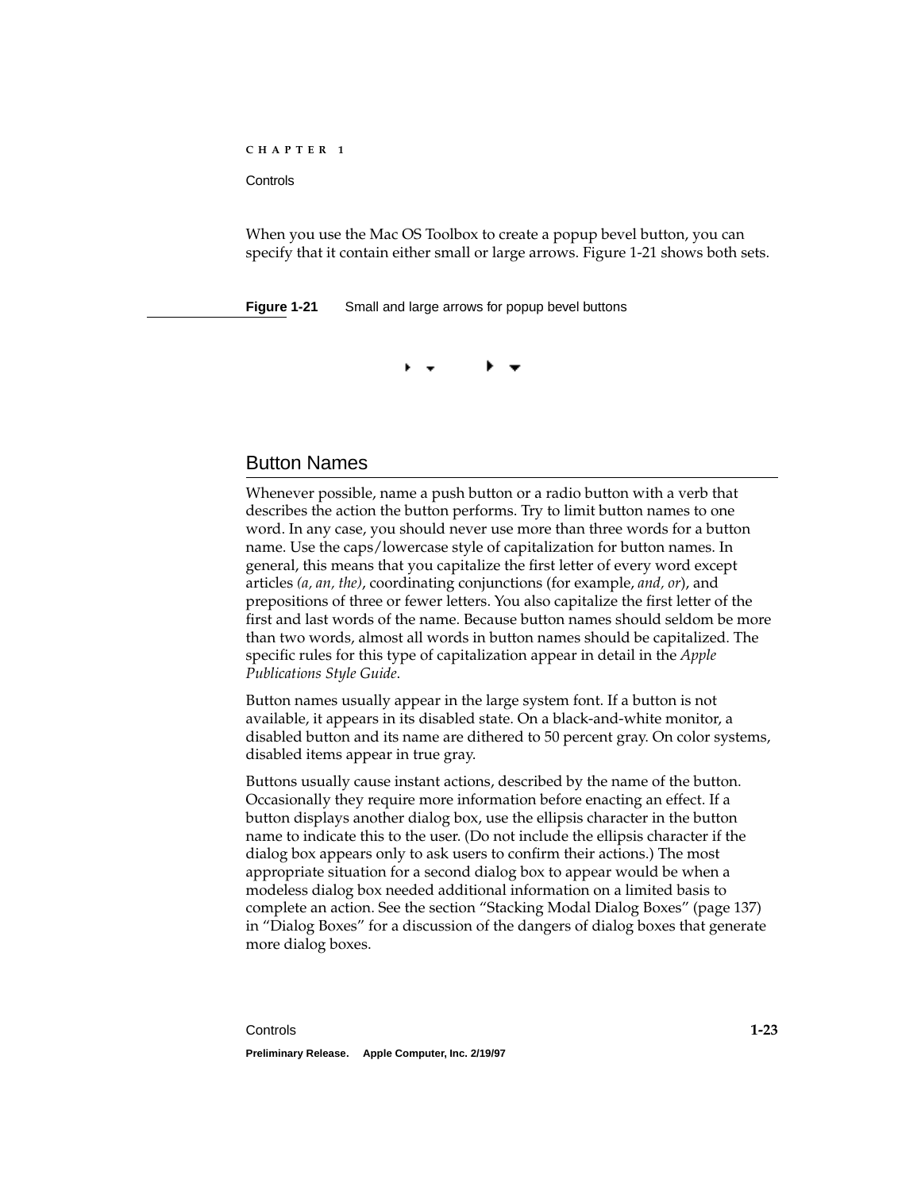When you use the Mac OS Toolbox to create a popup bevel button, you can specify that it contain either small or large arrows. Figure 1-21 shows both sets.

**Figure 1-21** Small and large arrows for popup bevel buttons

## Button Names

Whenever possible, name a push button or a radio button with a verb that describes the action the button performs. Try to limit button names to one word. In any case, you should never use more than three words for a button name. Use the caps/lowercase style of capitalization for button names. In general, this means that you capitalize the first letter of every word except articles *(a, an, the)*, coordinating conjunctions (for example, *and, or*), and prepositions of three or fewer letters. You also capitalize the first letter of the first and last words of the name. Because button names should seldom be more than two words, almost all words in button names should be capitalized. The specific rules for this type of capitalization appear in detail in the *Apple Publications Style Guide*.

Button names usually appear in the large system font. If a button is not available, it appears in its disabled state. On a black-and-white monitor, a disabled button and its name are dithered to 50 percent gray. On color systems, disabled items appear in true gray.

Buttons usually cause instant actions, described by the name of the button. Occasionally they require more information before enacting an effect. If a button displays another dialog box, use the ellipsis character in the button name to indicate this to the user. (Do not include the ellipsis character if the dialog box appears only to ask users to confirm their actions.) The most appropriate situation for a second dialog box to appear would be when a modeless dialog box needed additional information on a limited basis to complete an action. See the section "Stacking Modal Dialog Boxes" (page 137) in "Dialog Boxes" for a discussion of the dangers of dialog boxes that generate more dialog boxes.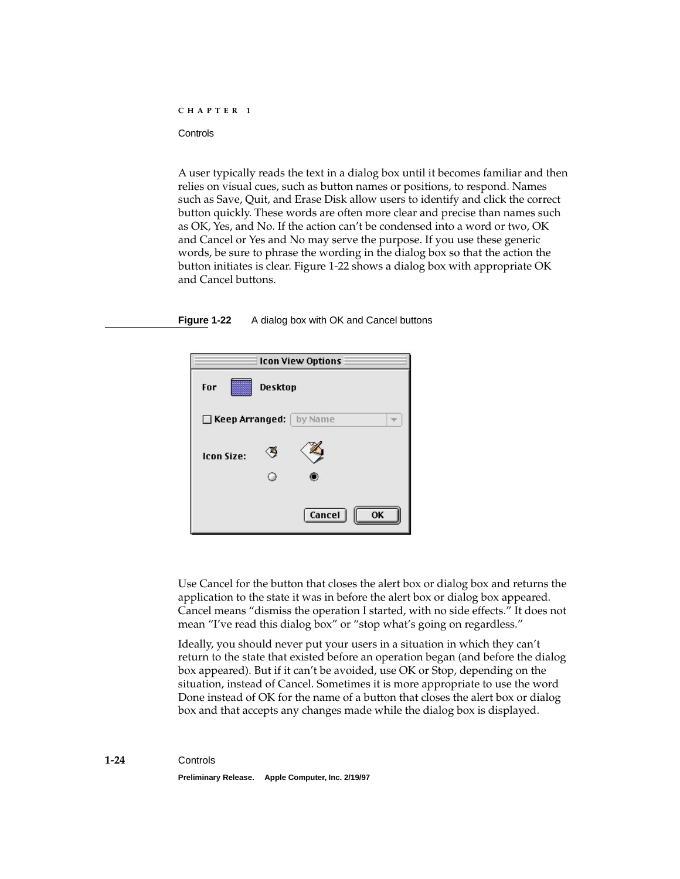A user typically reads the text in a dialog box until it becomes familiar and then relies on visual cues, such as button names or positions, to respond. Names such as Save, Quit, and Erase Disk allow users to identify and click the correct button quickly. These words are often more clear and precise than names such as OK, Yes, and No. If the action can't be condensed into a word or two, OK and Cancel or Yes and No may serve the purpose. If you use these generic words, be sure to phrase the wording in the dialog box so that the action the button initiates is clear. Figure 1-22 shows a dialog box with appropriate OK and Cancel buttons.

**Figure 1-22** A dialog box with OK and Cancel buttons

Use Cancel for the button that closes the alert box or dialog box and returns the application to the state it was in before the alert box or dialog box appeared. Cancel means "dismiss the operation I started, with no side effects." It does not mean "I've read this dialog box" or "stop what's going on regardless."

Ideally, you should never put your users in a situation in which they can't return to the state that existed before an operation began (and before the dialog box appeared). But if it can't be avoided, use OK or Stop, depending on the situation, instead of Cancel. Sometimes it is more appropriate to use the word Done instead of OK for the name of a button that closes the alert box or dialog box and that accepts any changes made while the dialog box is displayed.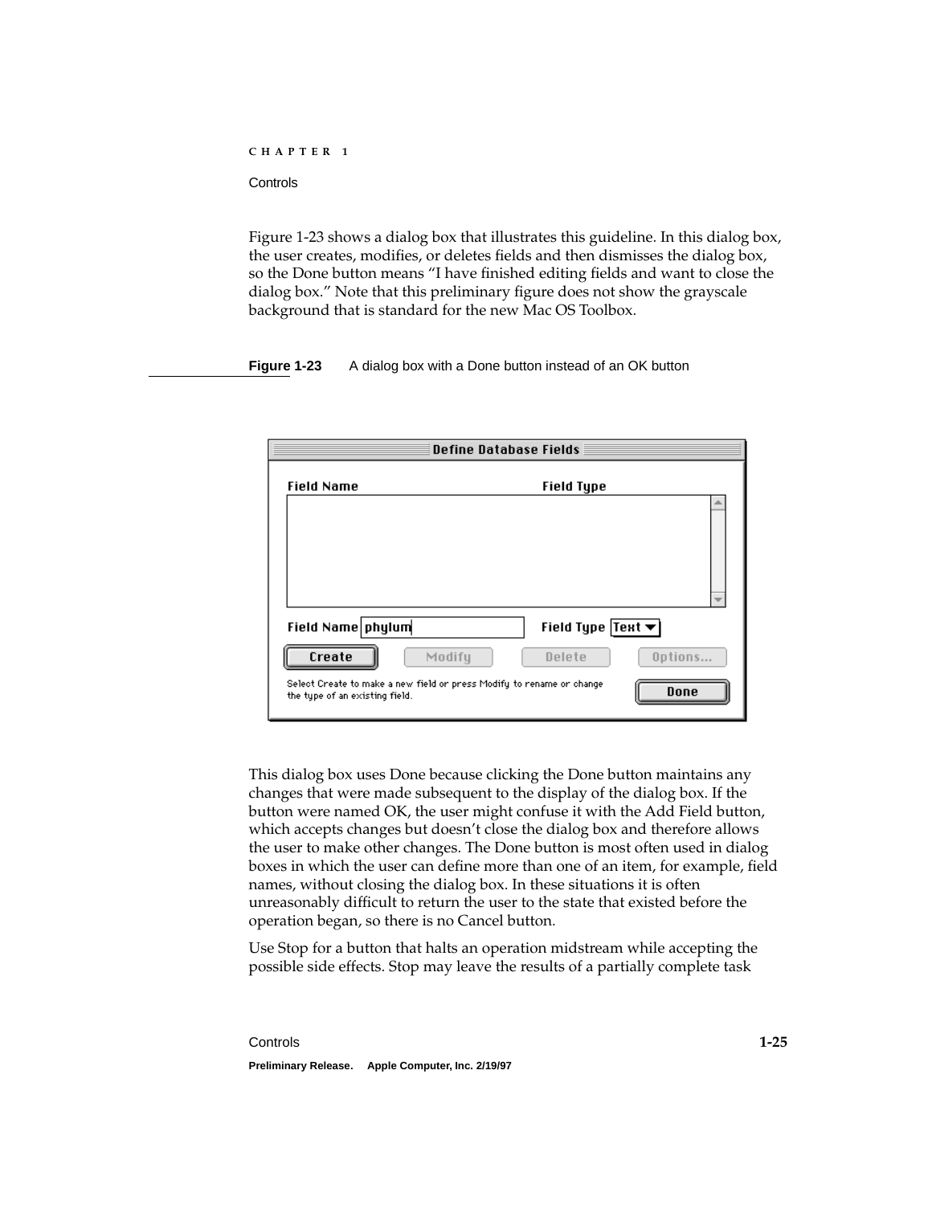Figure 1-23 shows a dialog box that illustrates this guideline. In this dialog box, the user creates, modifies, or deletes fields and then dismisses the dialog box, so the Done button means "I have finished editing fields and want to close the dialog box." Note that this preliminary figure does not show the grayscale background that is standard for the new Mac OS Toolbox.

**Figure 1-23** A dialog box with a Done button instead of an OK button

This dialog box uses Done because clicking the Done button maintains any changes that were made subsequent to the display of the dialog box. If the button were named OK, the user might confuse it with the Add Field button, which accepts changes but doesn't close the dialog box and therefore allows the user to make other changes. The Done button is most often used in dialog boxes in which the user can define more than one of an item, for example, field names, without closing the dialog box. In these situations it is often unreasonably difficult to return the user to the state that existed before the operation began, so there is no Cancel button.

Use Stop for a button that halts an operation midstream while accepting the possible side effects. Stop may leave the results of a partially complete task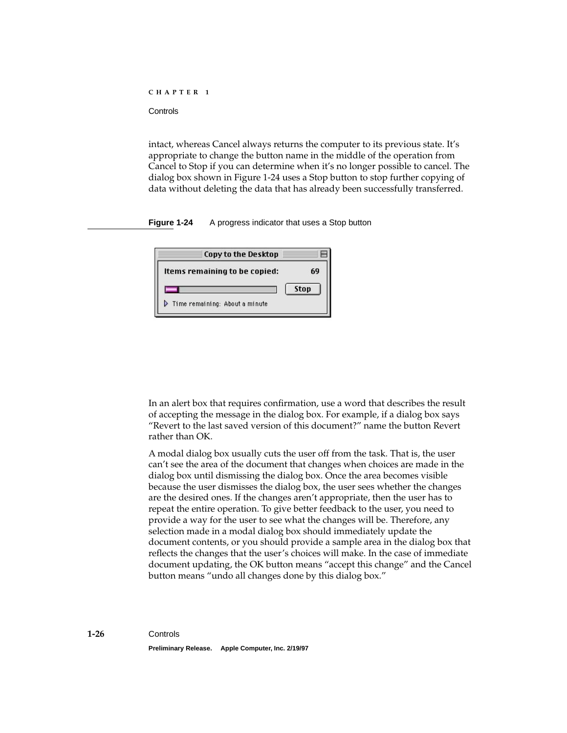intact, whereas Cancel always returns the computer to its previous state. It's appropriate to change the button name in the middle of the operation from Cancel to Stop if you can determine when it's no longer possible to cancel. The dialog box shown in Figure 1-24 uses a Stop button to stop further copying of data without deleting the data that has already been successfully transferred.

**Figure 1-24** A progress indicator that uses a Stop button

In an alert box that requires confirmation, use a word that describes the result of accepting the message in the dialog box. For example, if a dialog box says "Revert to the last saved version of this document?" name the button Revert rather than OK.

A modal dialog box usually cuts the user off from the task. That is, the user can't see the area of the document that changes when choices are made in the dialog box until dismissing the dialog box. Once the area becomes visible because the user dismisses the dialog box, the user sees whether the changes are the desired ones. If the changes aren't appropriate, then the user has to repeat the entire operation. To give better feedback to the user, you need to provide a way for the user to see what the changes will be. Therefore, any selection made in a modal dialog box should immediately update the document contents, or you should provide a sample area in the dialog box that reflects the changes that the user's choices will make. In the case of immediate document updating, the OK button means "accept this change" and the Cancel button means "undo all changes done by this dialog box."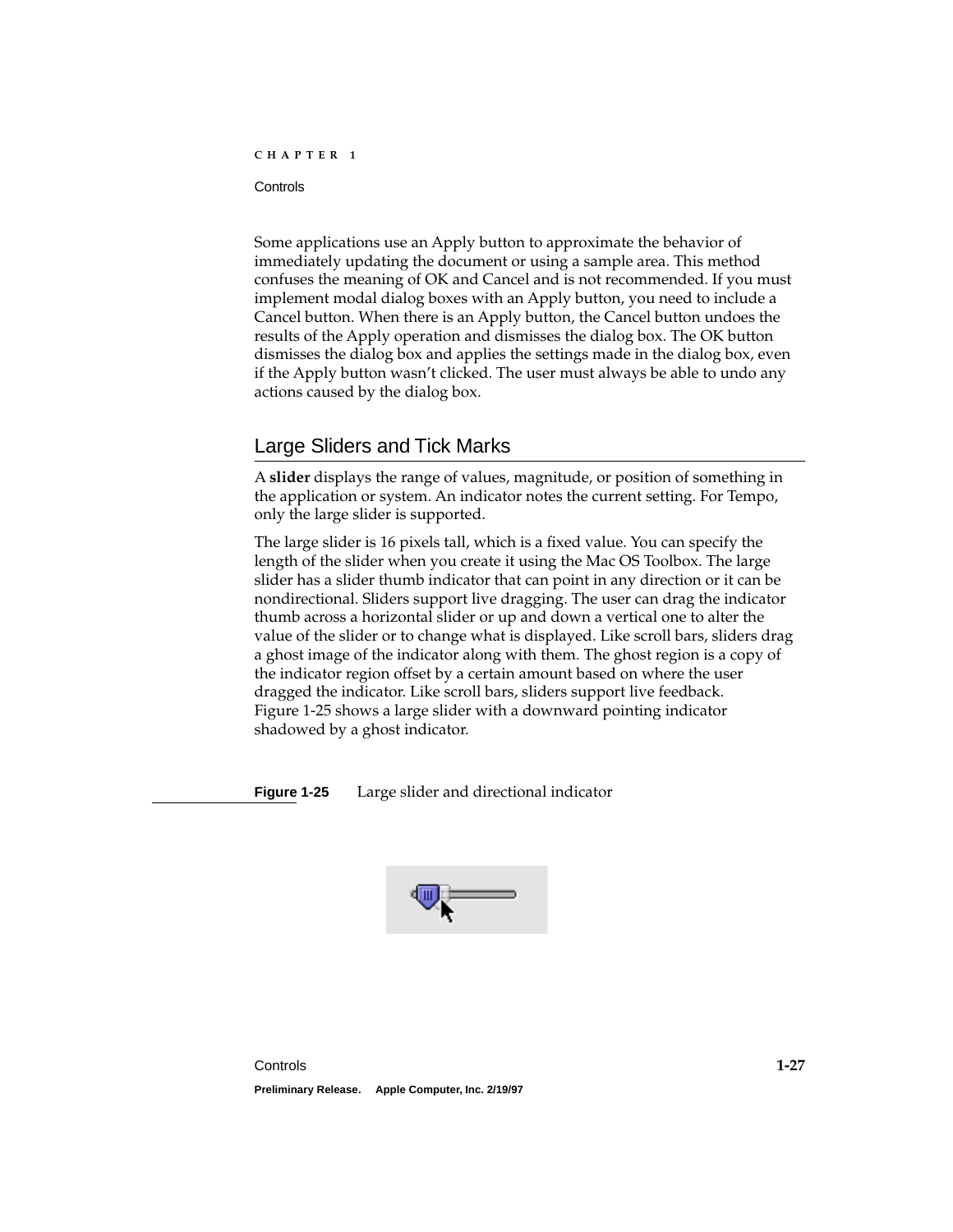Some applications use an Apply button to approximate the behavior of immediately updating the document or using a sample area. This method confuses the meaning of OK and Cancel and is not recommended. If you must implement modal dialog boxes with an Apply button, you need to include a Cancel button. When there is an Apply button, the Cancel button undoes the results of the Apply operation and dismisses the dialog box. The OK button dismisses the dialog box and applies the settings made in the dialog box, even if the Apply button wasn't clicked. The user must always be able to undo any actions caused by the dialog box.

## Large Sliders and Tick Marks

A **slider** displays the range of values, magnitude, or position of something in the application or system. An indicator notes the current setting. For Tempo, only the large slider is supported.

The large slider is 16 pixels tall, which is a fixed value. You can specify the length of the slider when you create it using the Mac OS Toolbox. The large slider has a slider thumb indicator that can point in any direction or it can be nondirectional. Sliders support live dragging. The user can drag the indicator thumb across a horizontal slider or up and down a vertical one to alter the value of the slider or to change what is displayed. Like scroll bars, sliders drag a ghost image of the indicator along with them. The ghost region is a copy of the indicator region offset by a certain amount based on where the user dragged the indicator. Like scroll bars, sliders support live feedback. Figure 1-25 shows a large slider with a downward pointing indicator shadowed by a ghost indicator.

**Figure 1-25** Large slider and directional indicator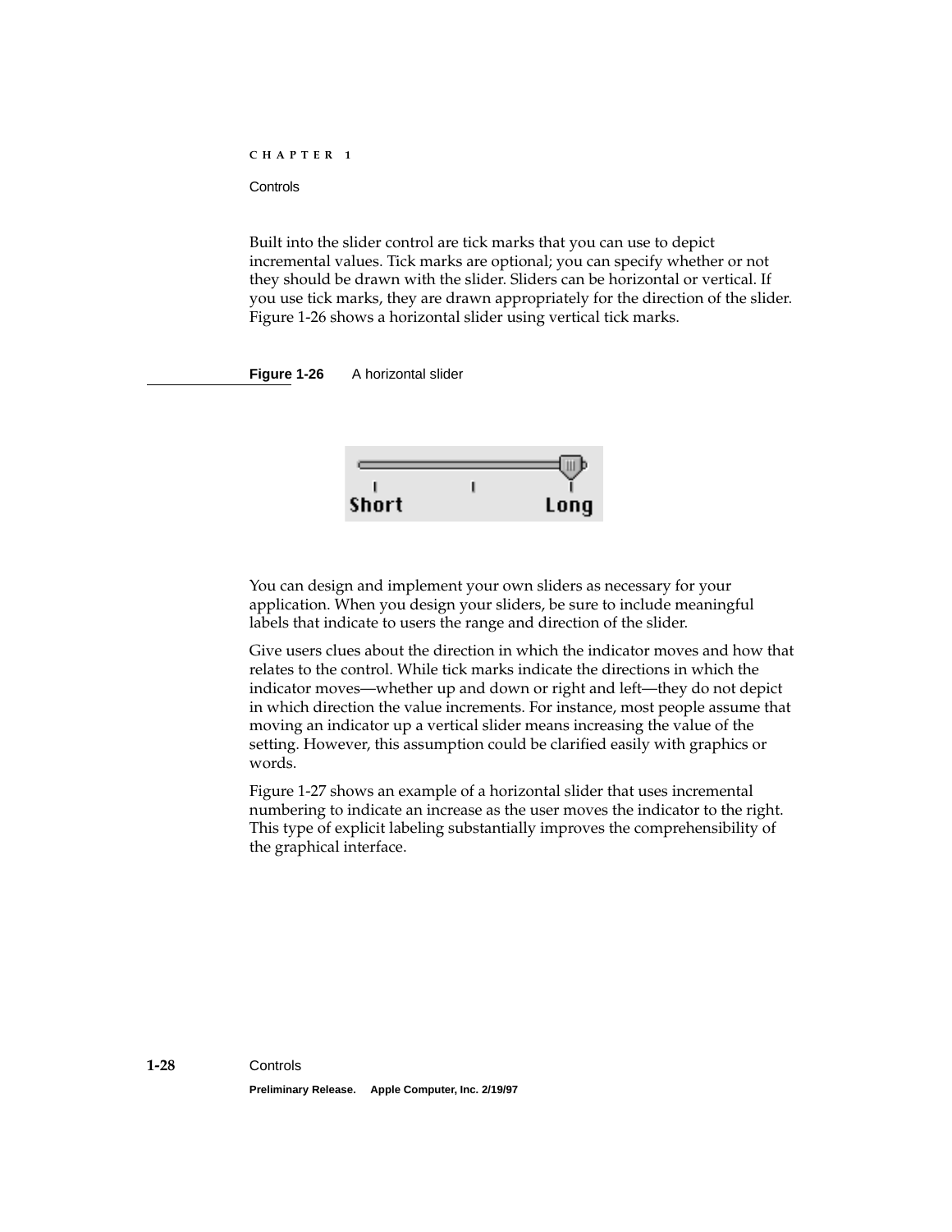Built into the slider control are tick marks that you can use to depict incremental values. Tick marks are optional; you can specify whether or not they should be drawn with the slider. Sliders can be horizontal or vertical. If you use tick marks, they are drawn appropriately for the direction of the slider. Figure 1-26 shows a horizontal slider using vertical tick marks.

**Figure 1-26** A horizontal slider

You can design and implement your own sliders as necessary for your application. When you design your sliders, be sure to include meaningful labels that indicate to users the range and direction of the slider.

Give users clues about the direction in which the indicator moves and how that relates to the control. While tick marks indicate the directions in which the indicator moves—whether up and down or right and left—they do not depict in which direction the value increments. For instance, most people assume that moving an indicator up a vertical slider means increasing the value of the setting. However, this assumption could be clarified easily with graphics or words.

Figure 1-27 shows an example of a horizontal slider that uses incremental numbering to indicate an increase as the user moves the indicator to the right. This type of explicit labeling substantially improves the comprehensibility of the graphical interface.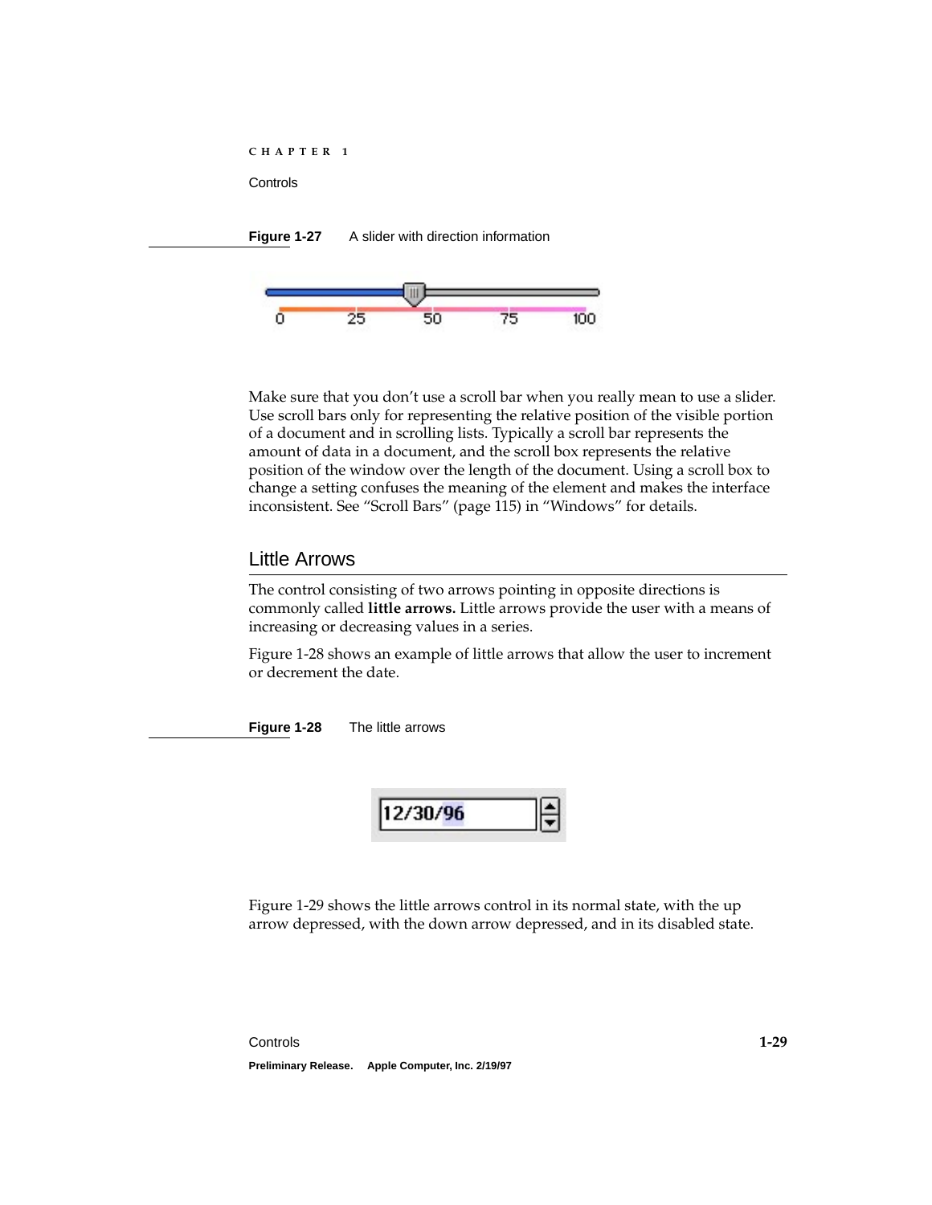**Figure 1-27** A slider with direction information

Make sure that you don't use a scroll bar when you really mean to use a slider. Use scroll bars only for representing the relative position of the visible portion of a document and in scrolling lists. Typically a scroll bar represents the amount of data in a document, and the scroll box represents the relative position of the window over the length of the document. Using a scroll box to change a setting confuses the meaning of the element and makes the interface inconsistent. See "Scroll Bars" (page 115) in "Windows" for details.

## Little Arrows

The control consisting of two arrows pointing in opposite directions is commonly called **little arrows.** Little arrows provide the user with a means of increasing or decreasing values in a series.

Figure 1-28 shows an example of little arrows that allow the user to increment or decrement the date.

**Figure 1-28** The little arrows

Figure 1-29 shows the little arrows control in its normal state, with the up arrow depressed, with the down arrow depressed, and in its disabled state.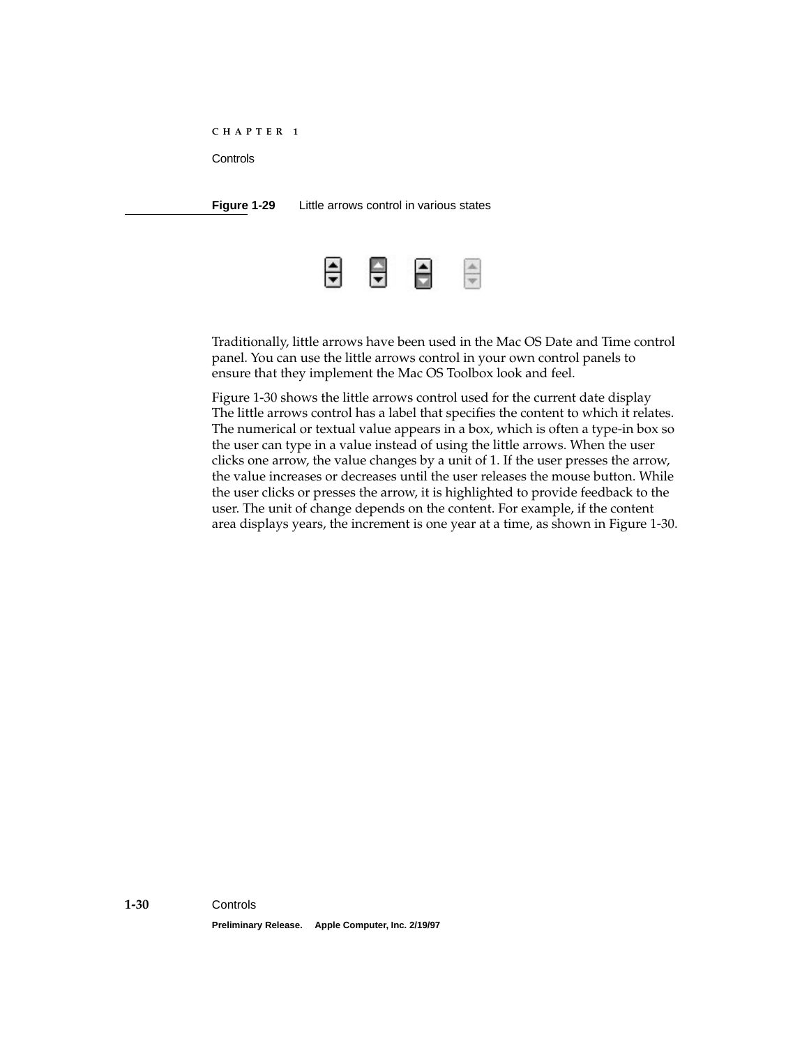**Figure 1-29** Little arrows control in various states

Traditionally, little arrows have been used in the Mac OS Date and Time control panel. You can use the little arrows control in your own control panels to ensure that they implement the Mac OS Toolbox look and feel.

Figure 1-30 shows the little arrows control used for the current date display The little arrows control has a label that specifies the content to which it relates. The numerical or textual value appears in a box, which is often a type-in box so the user can type in a value instead of using the little arrows. When the user clicks one arrow, the value changes by a unit of 1. If the user presses the arrow, the value increases or decreases until the user releases the mouse button. While the user clicks or presses the arrow, it is highlighted to provide feedback to the user. The unit of change depends on the content. For example, if the content area displays years, the increment is one year at a time, as shown in Figure 1-30.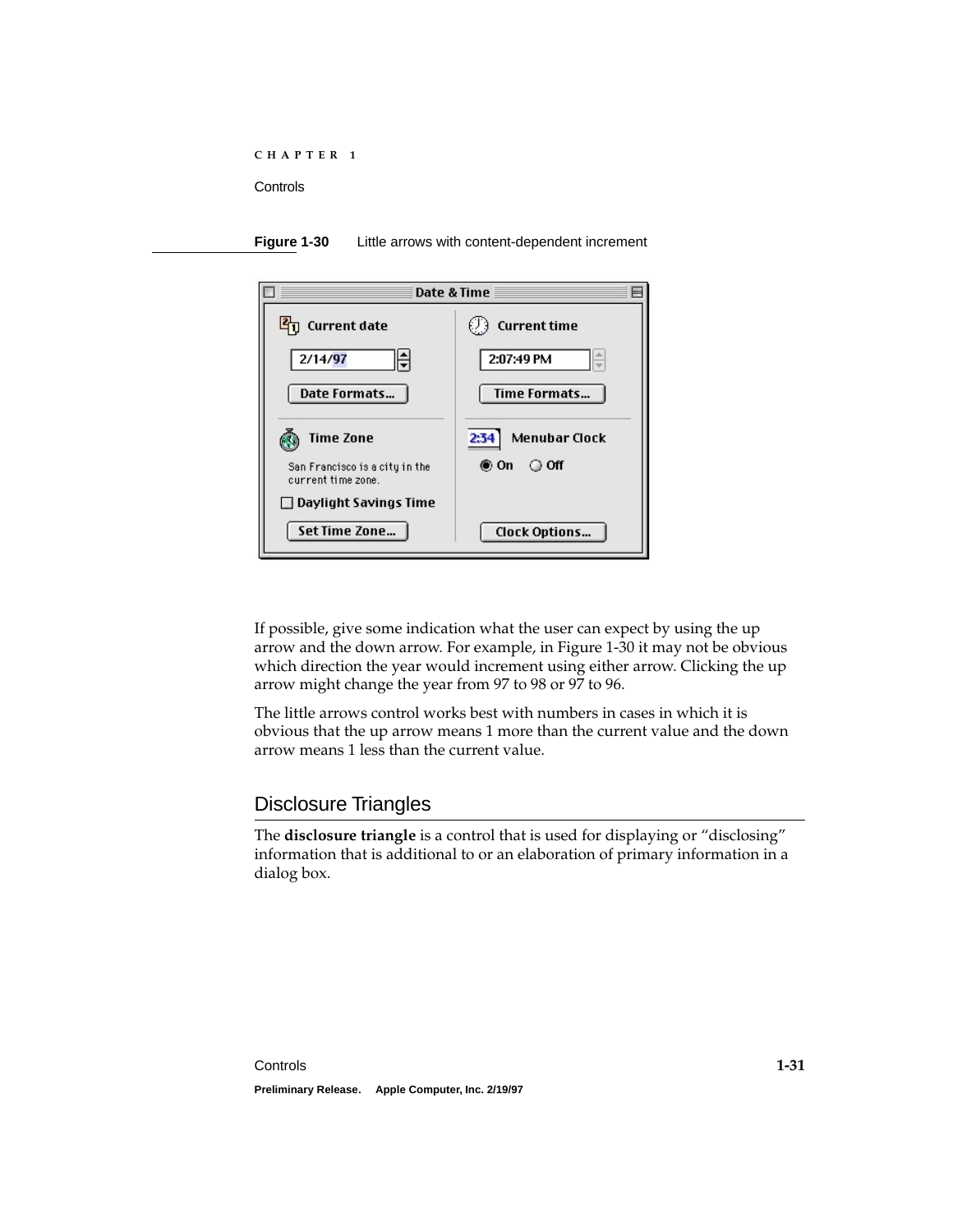**Figure 1-30** Little arrows with content-dependent increment

If possible, give some indication what the user can expect by using the up arrow and the down arrow. For example, in Figure 1-30 it may not be obvious which direction the year would increment using either arrow. Clicking the up arrow might change the year from 97 to 98 or 97 to 96.

The little arrows control works best with numbers in cases in which it is obvious that the up arrow means 1 more than the current value and the down arrow means 1 less than the current value.

## Disclosure Triangles

The **disclosure triangle** is a control that is used for displaying or “disclosing” information that is additional to or an elaboration of primary information in a dialog box.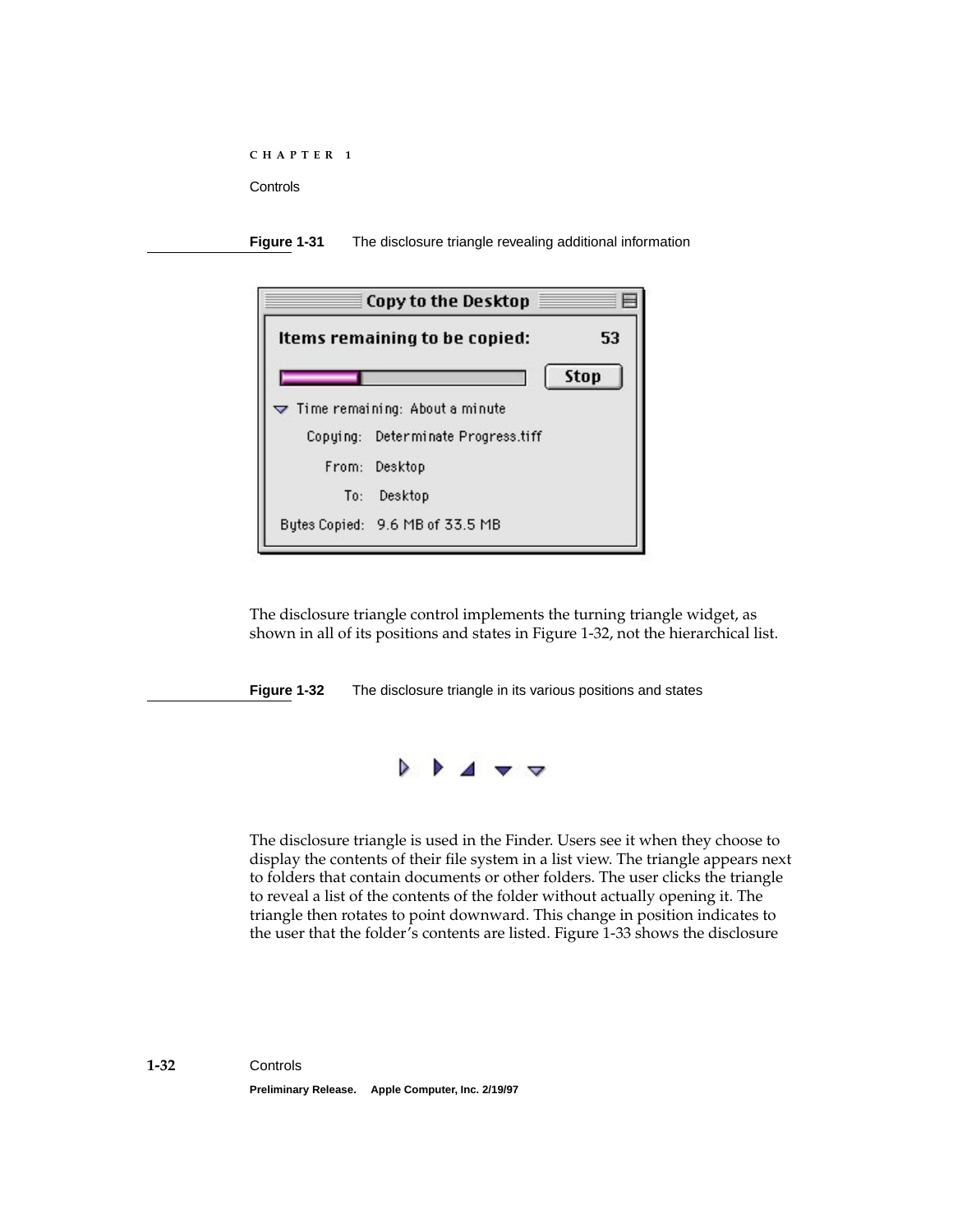**Figure 1-31** The disclosure triangle revealing additional information

The disclosure triangle control implements the turning triangle widget, as shown in all of its positions and states in Figure 1-32, not the hierarchical list.

**Figure 1-32** The disclosure triangle in its various positions and states

The disclosure triangle is used in the Finder. Users see it when they choose to display the contents of their file system in a list view. The triangle appears next to folders that contain documents or other folders. The user clicks the triangle to reveal a list of the contents of the folder without actually opening it. The triangle then rotates to point downward. This change in position indicates to the user that the folder's contents are listed. Figure 1-33 shows the disclosure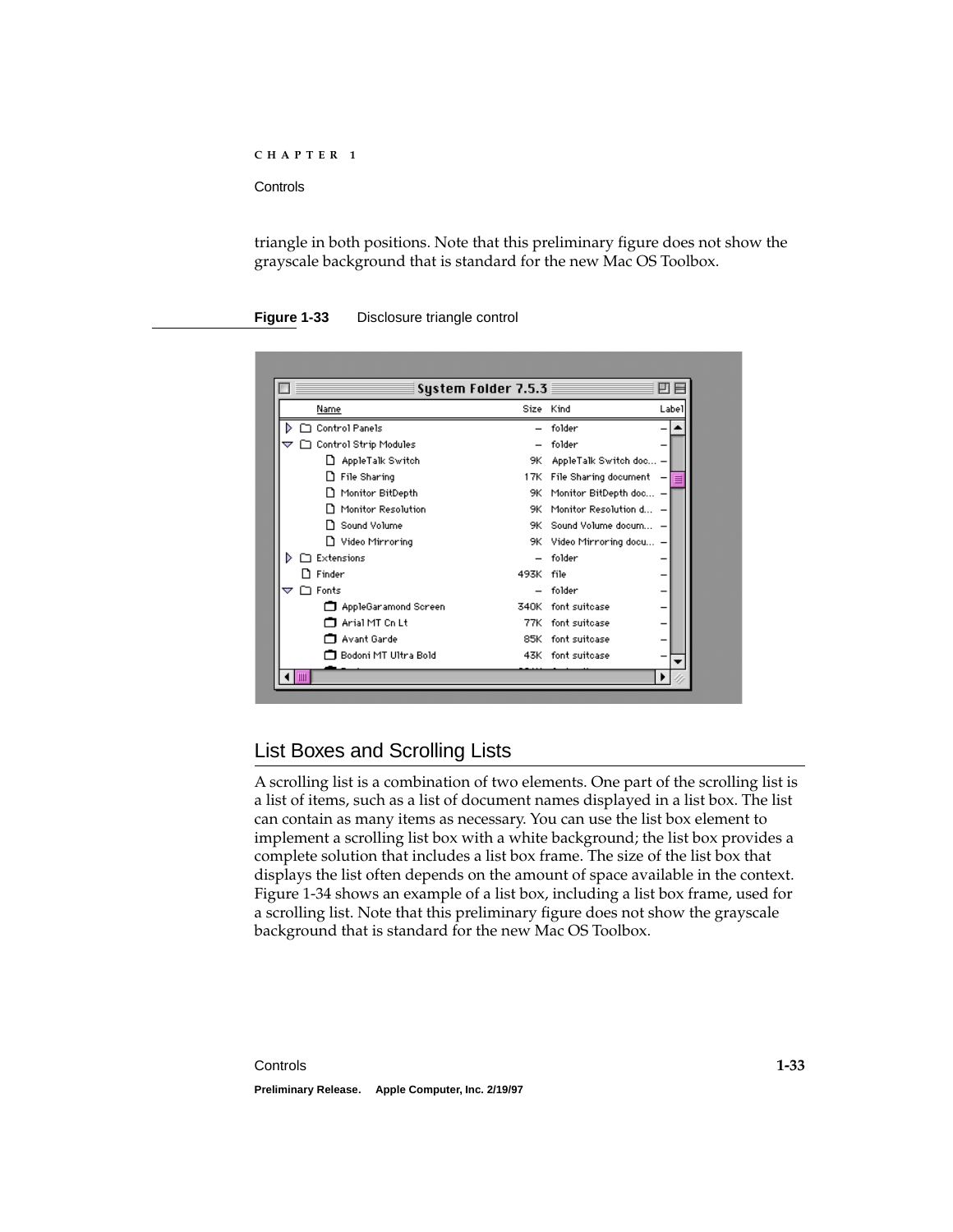triangle in both positions. Note that this preliminary figure does not show the grayscale background that is standard for the new Mac OS Toolbox.

**Figure 1-33** Disclosure triangle control

## List Boxes and Scrolling Lists

A scrolling list is a combination of two elements. One part of the scrolling list is a list of items, such as a list of document names displayed in a list box. The list can contain as many items as necessary. You can use the list box element to implement a scrolling list box with a white background; the list box provides a complete solution that includes a list box frame. The size of the list box that displays the list often depends on the amount of space available in the context. Figure 1-34 shows an example of a list box, including a list box frame, used for a scrolling list. Note that this preliminary figure does not show the grayscale background that is standard for the new Mac OS Toolbox.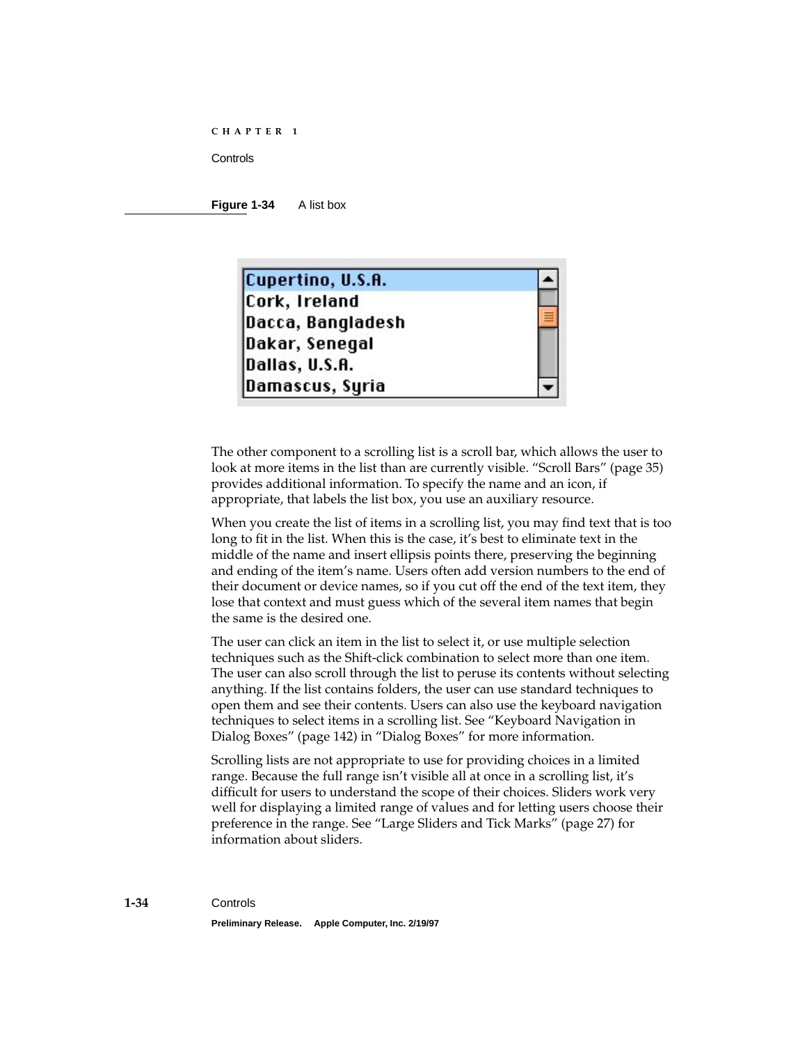**Figure 1-34** A list box

The other component to a scrolling list is a scroll bar, which allows the user to look at more items in the list than are currently visible. “Scroll Bars” (page 35) provides additional information. To specify the name and an icon, if appropriate, that labels the list box, you use an auxiliary resource.

When you create the list of items in a scrolling list, you may find text that is too long to fit in the list. When this is the case, it’s best to eliminate text in the middle of the name and insert ellipsis points there, preserving the beginning and ending of the item’s name. Users often add version numbers to the end of their document or device names, so if you cut off the end of the text item, they lose that context and must guess which of the several item names that begin the same is the desired one.

The user can click an item in the list to select it, or use multiple selection techniques such as the Shift-click combination to select more than one item. The user can also scroll through the list to peruse its contents without selecting anything. If the list contains folders, the user can use standard techniques to open them and see their contents. Users can also use the keyboard navigation techniques to select items in a scrolling list. See “Keyboard Navigation in Dialog Boxes” (page 142) in “Dialog Boxes” for more information.

Scrolling lists are not appropriate to use for providing choices in a limited range. Because the full range isn’t visible all at once in a scrolling list, it’s difficult for users to understand the scope of their choices. Sliders work very well for displaying a limited range of values and for letting users choose their preference in the range. See “Large Sliders and Tick Marks” (page 27) for information about sliders.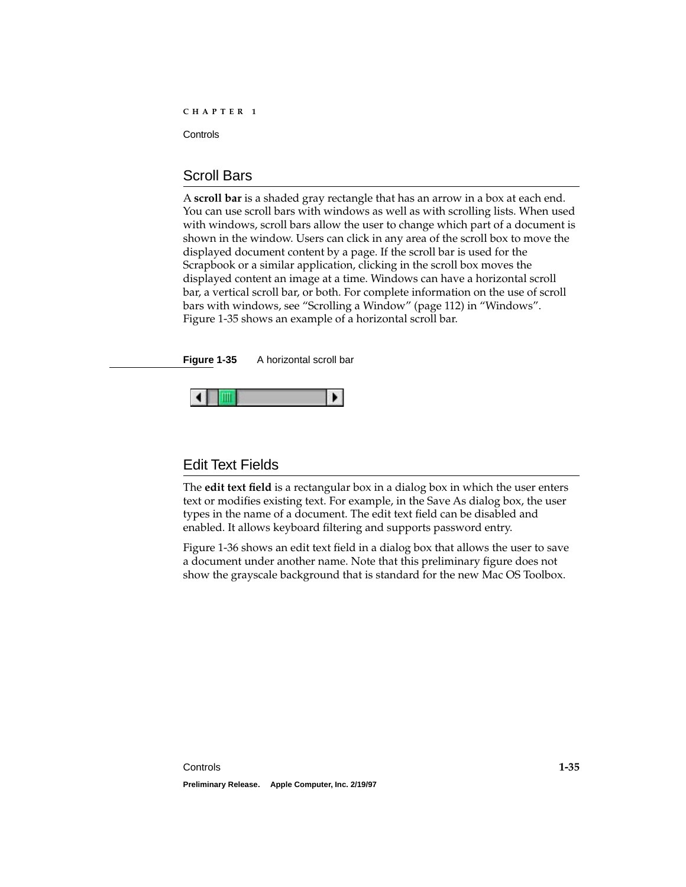## Scroll Bars

A **scroll bar** is a shaded gray rectangle that has an arrow in a box at each end. You can use scroll bars with windows as well as with scrolling lists. When used with windows, scroll bars allow the user to change which part of a document is shown in the window. Users can click in any area of the scroll box to move the displayed document content by a page. If the scroll bar is used for the Scrapbook or a similar application, clicking in the scroll box moves the displayed content an image at a time. Windows can have a horizontal scroll bar, a vertical scroll bar, or both. For complete information on the use of scroll bars with windows, see "Scrolling a Window" (page 112) in "Windows". Figure 1-35 shows an example of a horizontal scroll bar.

**Figure 1-35** A horizontal scroll bar

## Edit Text Fields

The **edit text field** is a rectangular box in a dialog box in which the user enters text or modifies existing text. For example, in the Save As dialog box, the user types in the name of a document. The edit text field can be disabled and enabled. It allows keyboard filtering and supports password entry.

Figure 1-36 shows an edit text field in a dialog box that allows the user to save a document under another name. Note that this preliminary figure does not show the grayscale background that is standard for the new Mac OS Toolbox.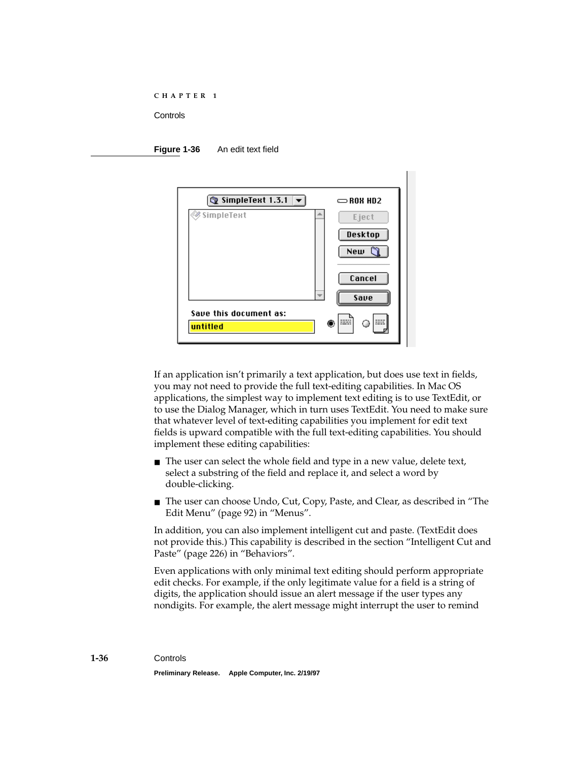**Figure 1-36** An edit text field

If an application isn’t primarily a text application, but does use text in fields, you may not need to provide the full text-editing capabilities. In Mac OS applications, the simplest way to implement text editing is to use TextEdit, or to use the Dialog Manager, which in turn uses TextEdit. You need to make sure that whatever level of text-editing capabilities you implement for edit text fields is upward compatible with the full text-editing capabilities. You should implement these editing capabilities:

- The user can select the whole field and type in a new value, delete text, select a substring of the field and replace it, and select a word by double-clicking.
- The user can choose Undo, Cut, Copy, Paste, and Clear, as described in “The Edit Menu” (page 92) in “Menus”.

In addition, you can also implement intelligent cut and paste. (TextEdit does not provide this.) This capability is described in the section “Intelligent Cut and Paste” (page 226) in “Behaviors”.

Even applications with only minimal text editing should perform appropriate edit checks. For example, if the only legitimate value for a field is a string of digits, the application should issue an alert message if the user types any nondigits. For example, the alert message might interrupt the user to remind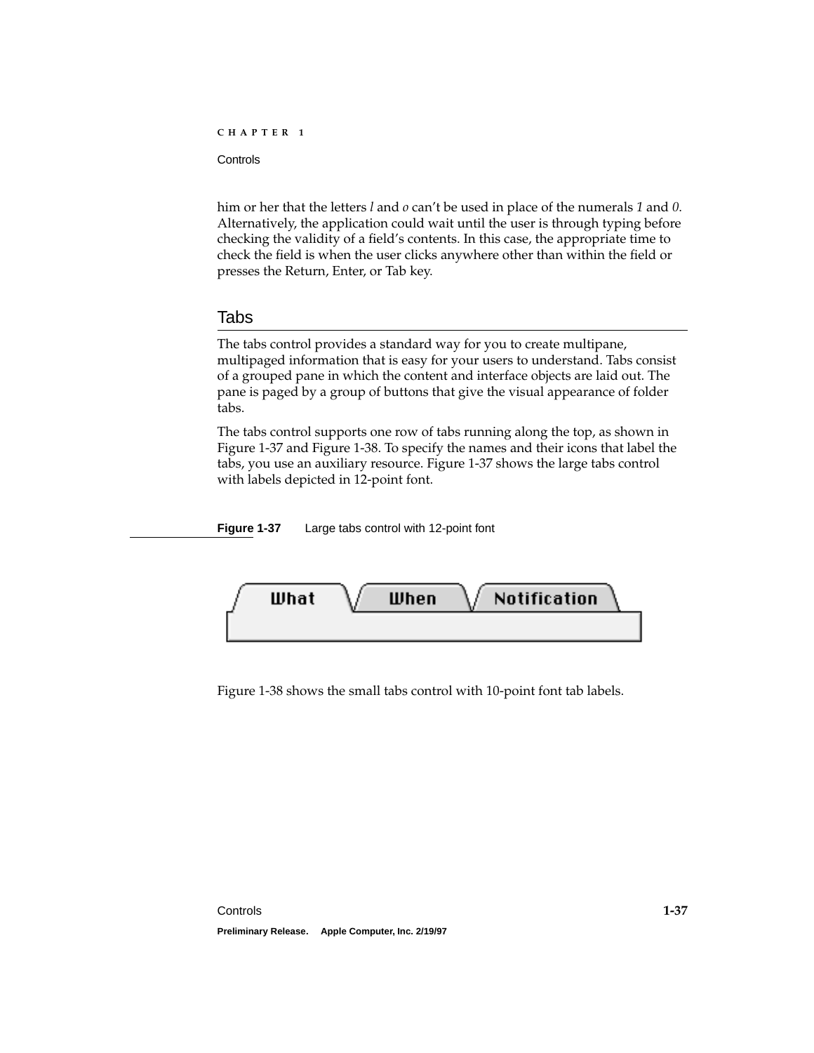him or her that the letters *l* and *o* can't be used in place of the numerals *1* and *0*. Alternatively, the application could wait until the user is through typing before checking the validity of a field's contents. In this case, the appropriate time to check the field is when the user clicks anywhere other than within the field or presses the Return, Enter, or Tab key.

## Tabs

The tabs control provides a standard way for you to create multipane, multipaged information that is easy for your users to understand. Tabs consist of a grouped pane in which the content and interface objects are laid out. The pane is paged by a group of buttons that give the visual appearance of folder tabs.

The tabs control supports one row of tabs running along the top, as shown in Figure 1-37 and Figure 1-38. To specify the names and their icons that label the tabs, you use an auxiliary resource. Figure 1-37 shows the large tabs control with labels depicted in 12-point font.

**Figure 1-37** Large tabs control with 12-point font

What | When | Notification

Figure 1-38 shows the small tabs control with 10-point font tab labels.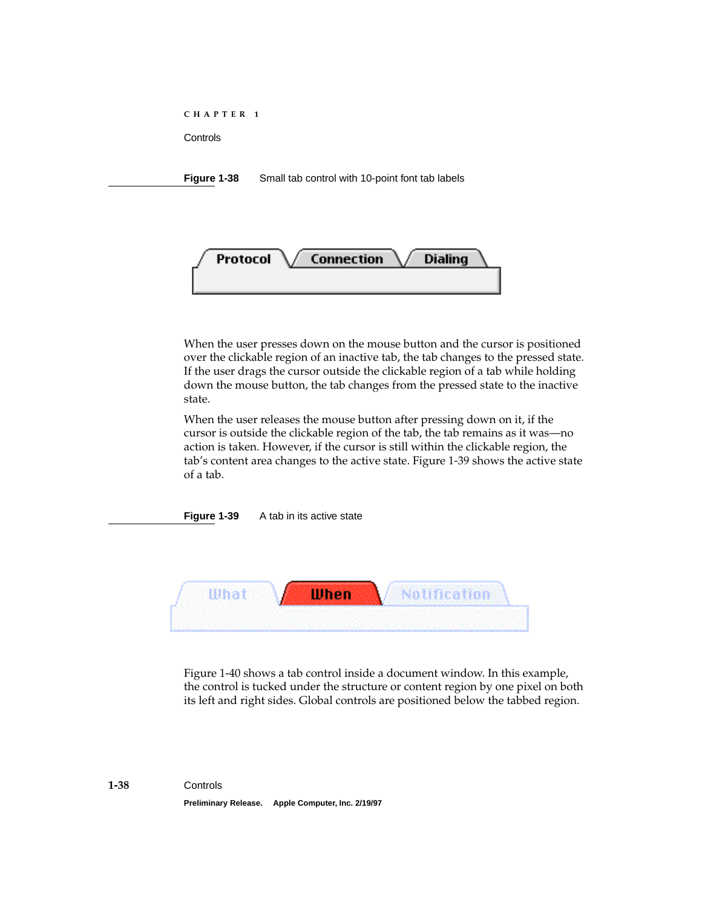**Figure 1-38** Small tab control with 10-point font tab labels

When the user presses down on the mouse button and the cursor is positioned over the clickable region of an inactive tab, the tab changes to the pressed state. If the user drags the cursor outside the clickable region of a tab while holding down the mouse button, the tab changes from the pressed state to the inactive state.

When the user releases the mouse button after pressing down on it, if the cursor is outside the clickable region of the tab, the tab remains as it was—no action is taken. However, if the cursor is still within the clickable region, the tab's content area changes to the active state. Figure 1-39 shows the active state of a tab.

**Figure 1-39** A tab in its active state

Figure 1-40 shows a tab control inside a document window. In this example, the control is tucked under the structure or content region by one pixel on both its left and right sides. Global controls are positioned below the tabbed region.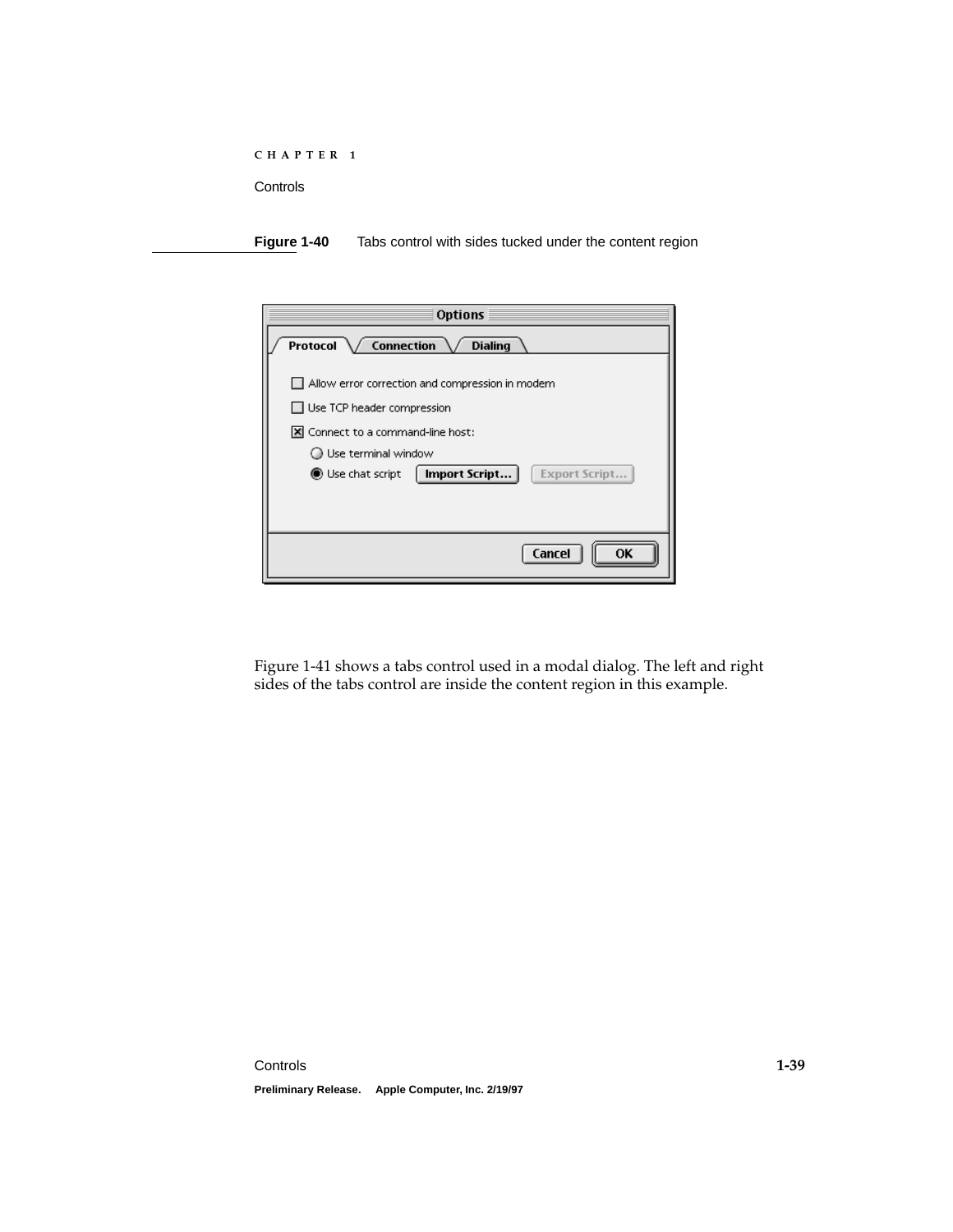**Figure 1-40** Tabs control with sides tucked under the content region

Figure 1-41 shows a tabs control used in a modal dialog. The left and right sides of the tabs control are inside the content region in this example.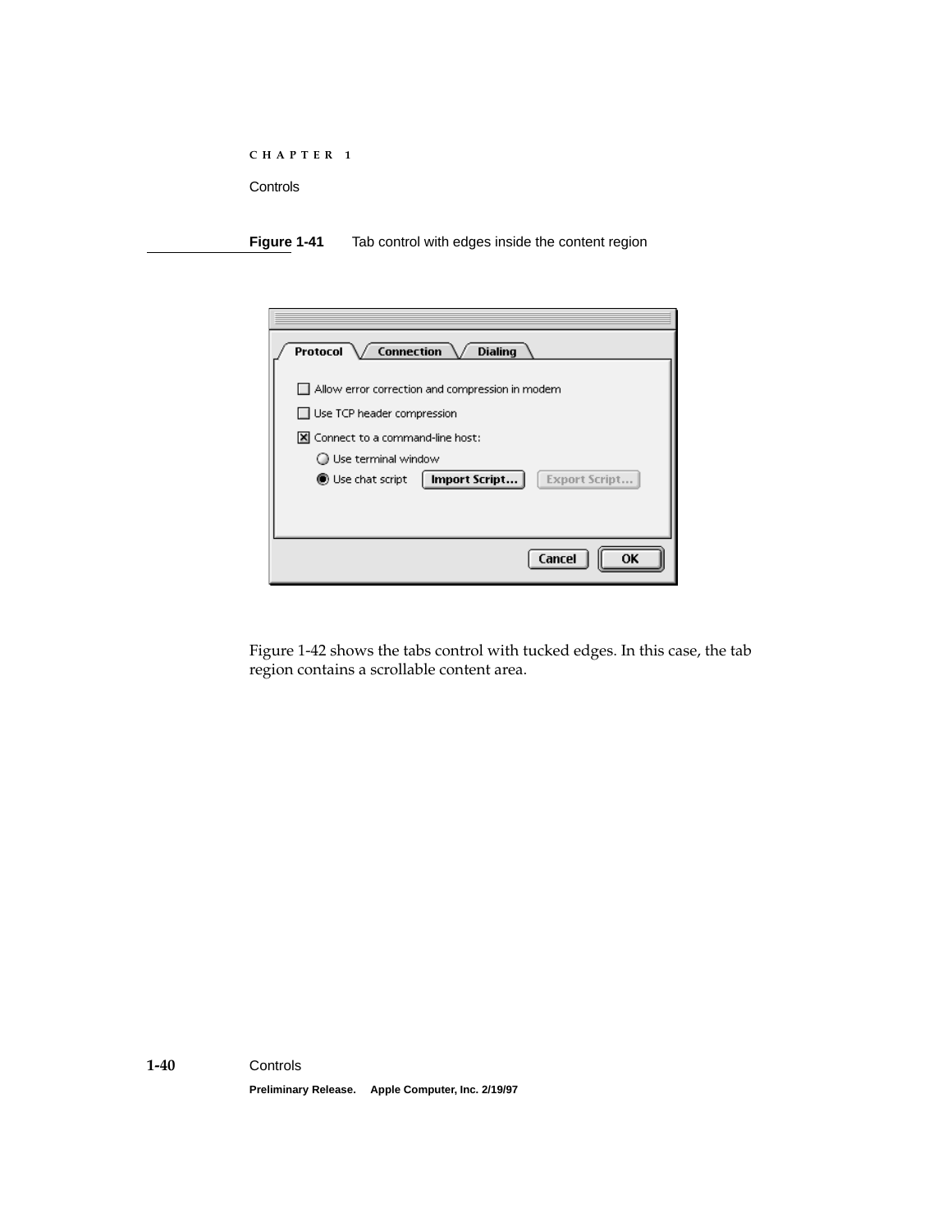**Figure 1-41** Tab control with edges inside the content region

Figure 1-42 shows the tabs control with tucked edges. In this case, the tab region contains a scrollable content area.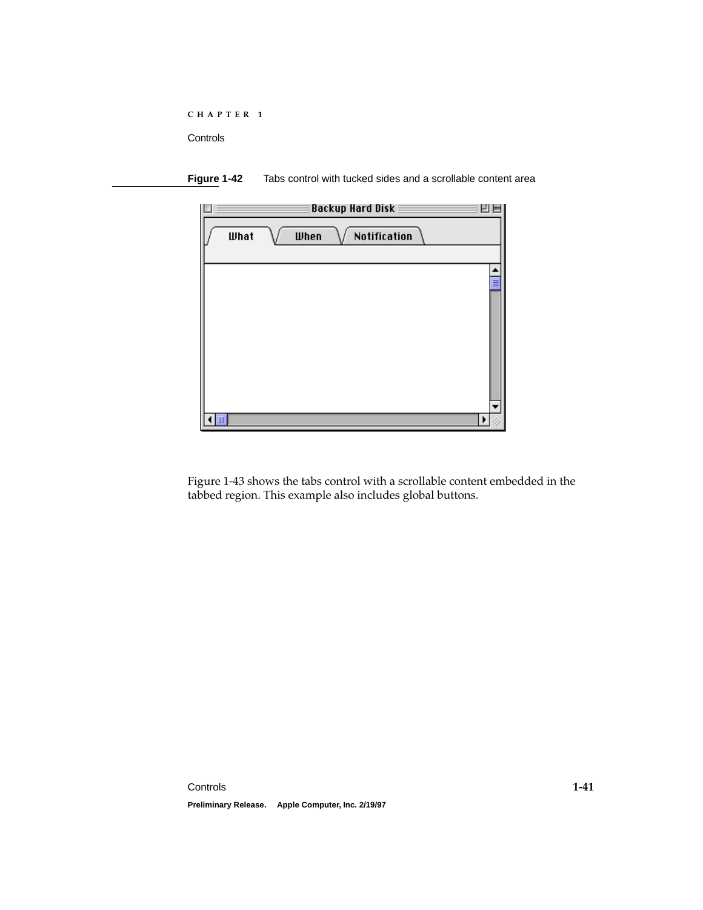**Figure 1-42** Tabs control with tucked sides and a scrollable content area

Figure 1-43 shows the tabs control with a scrollable content embedded in the tabbed region. This example also includes global buttons.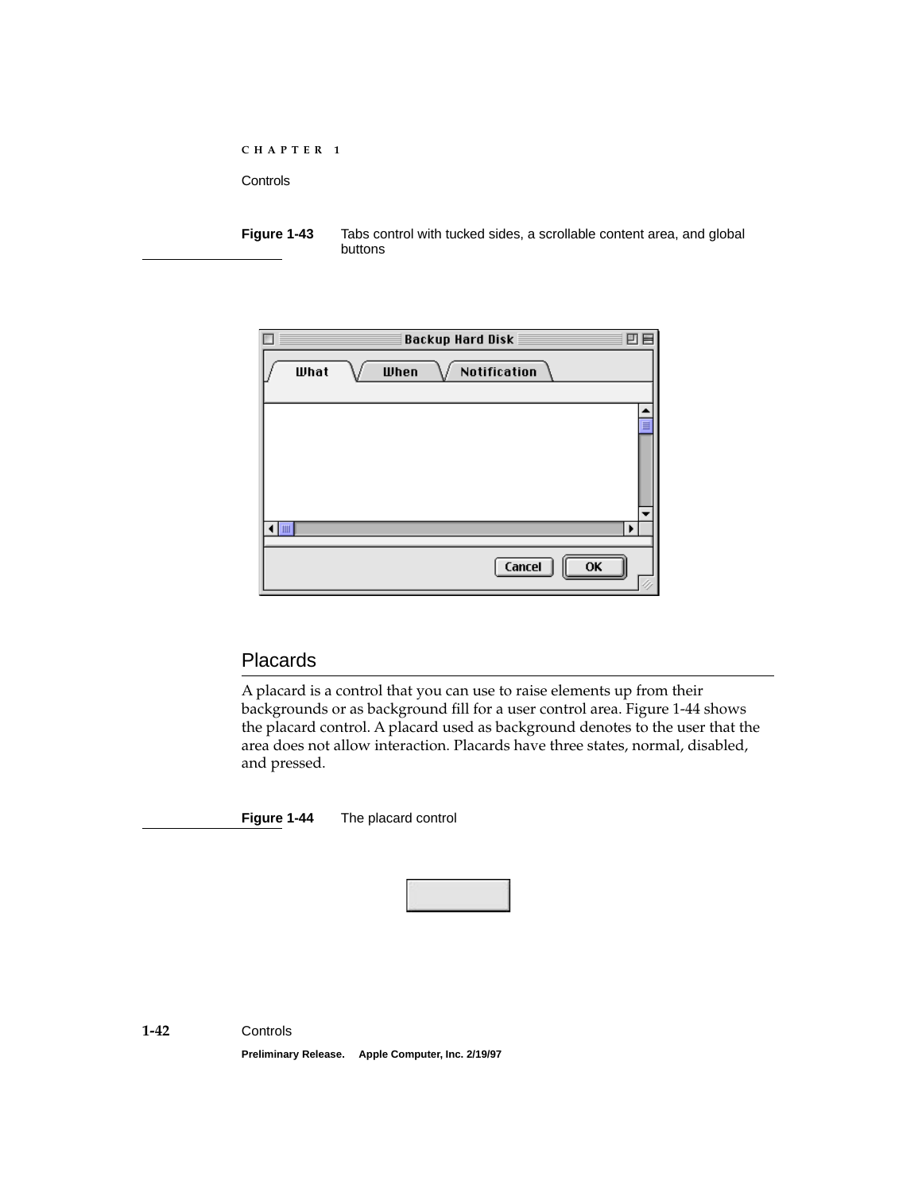**Figure 1-43** Tabs control with tucked sides, a scrollable content area, and global buttons

## Placards

A placard is a control that you can use to raise elements up from their backgrounds or as background fill for a user control area. Figure 1-44 shows the placard control. A placard used as background denotes to the user that the area does not allow interaction. Placards have three states, normal, disabled, and pressed.

**Figure 1-44** The placard control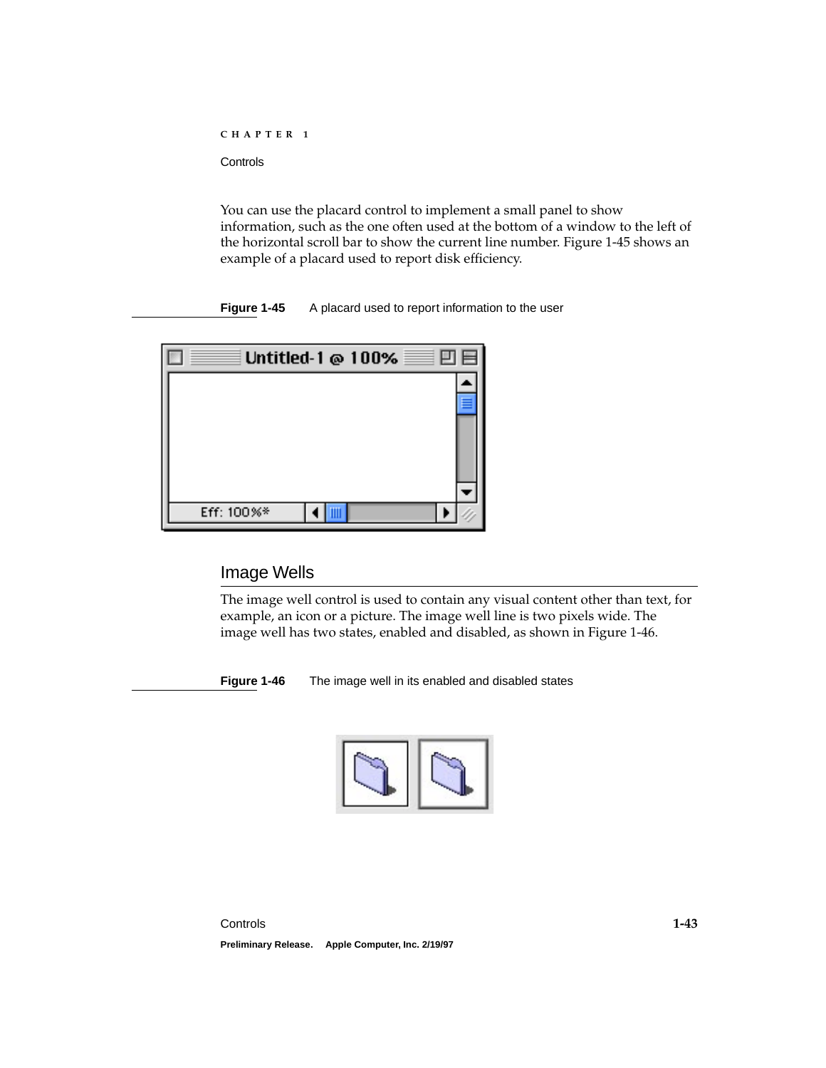You can use the placard control to implement a small panel to show information, such as the one often used at the bottom of a window to the left of the horizontal scroll bar to show the current line number. Figure 1-45 shows an example of a placard used to report disk efficiency.

**Figure 1-45** A placard used to report information to the user

## Image Wells

The image well control is used to contain any visual content other than text, for example, an icon or a picture. The image well line is two pixels wide. The image well has two states, enabled and disabled, as shown in Figure 1-46.

**Figure 1-46** The image well in its enabled and disabled states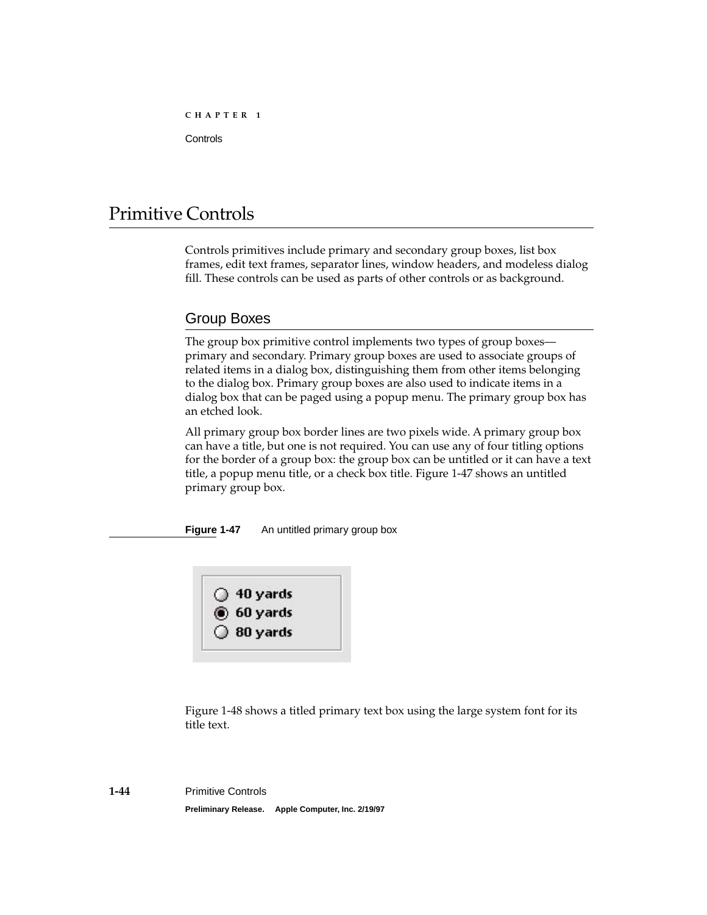# Primitive Controls

Controls primitives include primary and secondary group boxes, list box frames, edit text frames, separator lines, window headers, and modeless dialog fill. These controls can be used as parts of other controls or as background.

## Group Boxes

The group box primitive control implements two types of group boxes—primary and secondary. Primary group boxes are used to associate groups of related items in a dialog box, distinguishing them from other items belonging to the dialog box. Primary group boxes are also used to indicate items in a dialog box that can be paged using a popup menu. The primary group box has an etched look.

All primary group box border lines are two pixels wide. A primary group box can have a title, but one is not required. You can use any of four titling options for the border of a group box: the group box can be untitled or it can have a text title, a popup menu title, or a check box title. Figure 1-47 shows an untitled primary group box.

**Figure 1-47** An untitled primary group box

Figure 1-48 shows a titled primary text box using the large system font for its title text.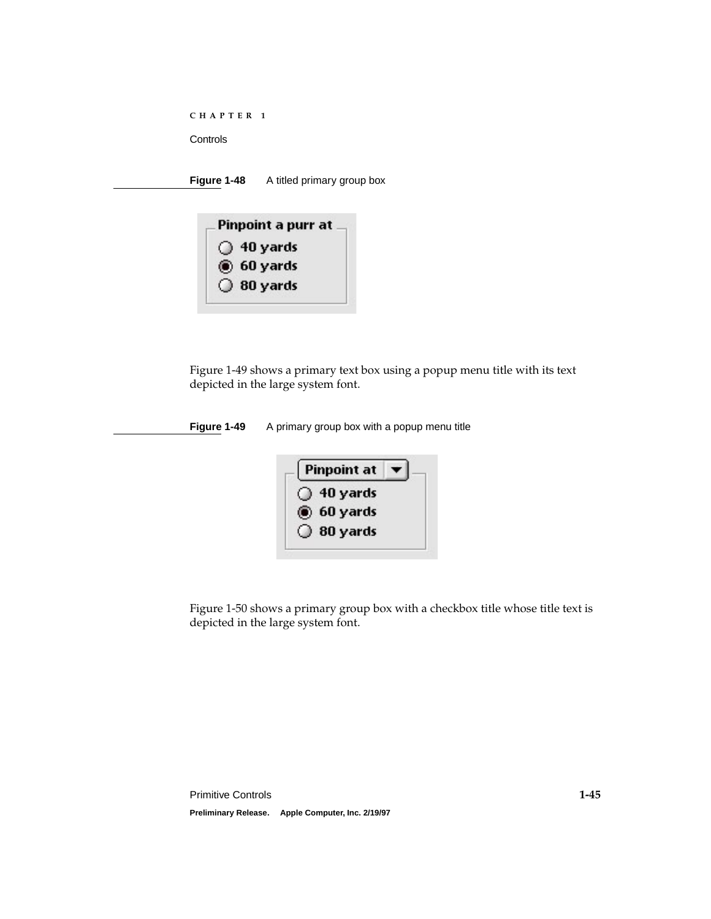**Figure 1-48** A titled primary group box

Figure 1-49 shows a primary text box using a popup menu title with its text depicted in the large system font.

**Figure 1-49** A primary group box with a popup menu title

Figure 1-50 shows a primary group box with a checkbox title whose title text is depicted in the large system font.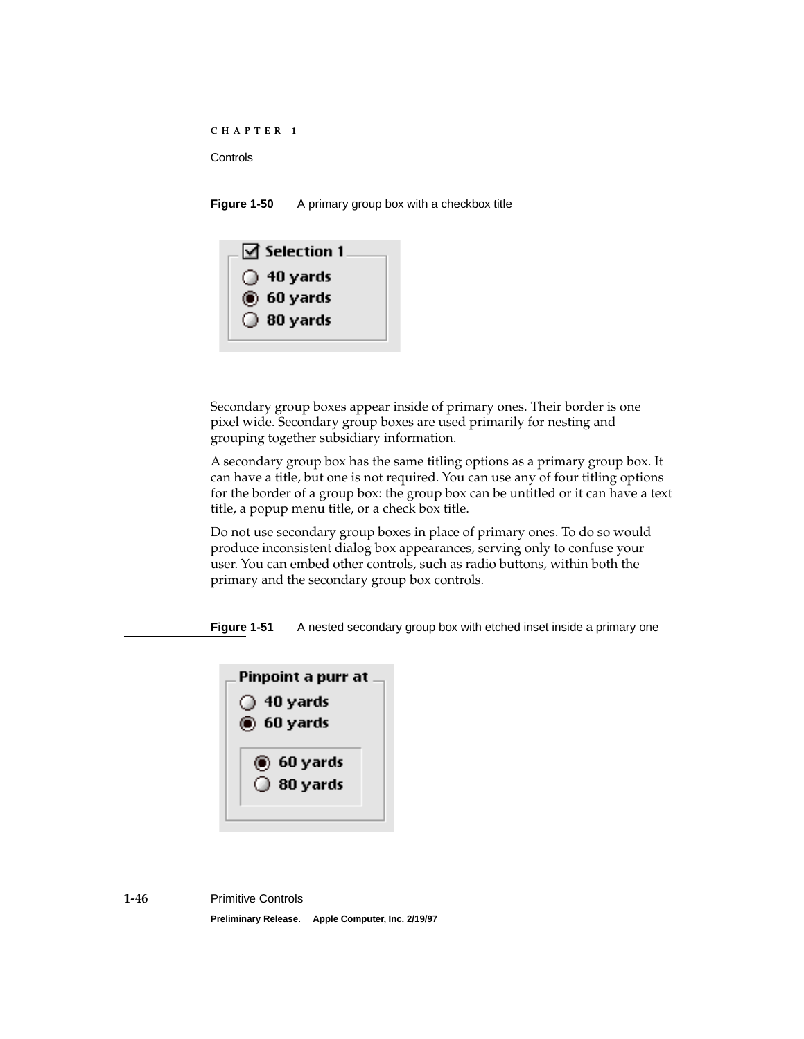**Figure 1-50** A primary group box with a checkbox title

Secondary group boxes appear inside of primary ones. Their border is one pixel wide. Secondary group boxes are used primarily for nesting and grouping together subsidiary information.

A secondary group box has the same titling options as a primary group box. It can have a title, but one is not required. You can use any of four titling options for the border of a group box: the group box can be untitled or it can have a text title, a popup menu title, or a check box title.

Do not use secondary group boxes in place of primary ones. To do so would produce inconsistent dialog box appearances, serving only to confuse your user. You can embed other controls, such as radio buttons, within both the primary and the secondary group box controls.

**Figure 1-51** A nested secondary group box with etched inset inside a primary one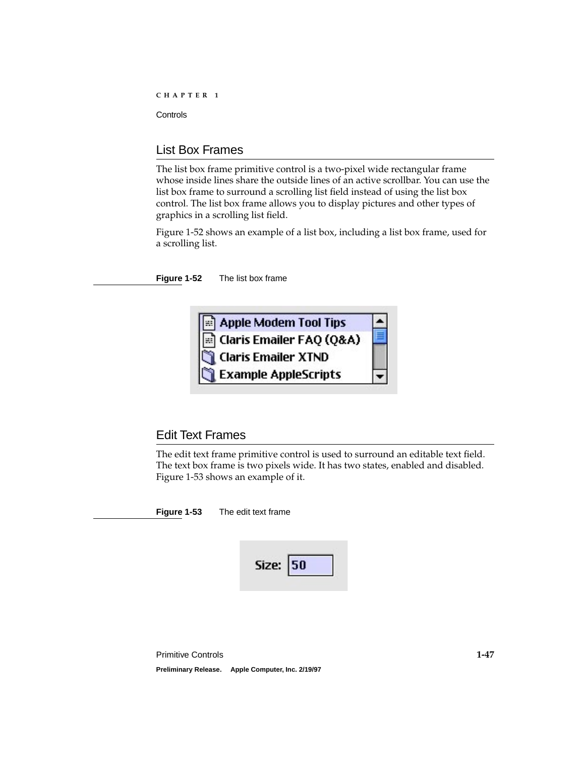## List Box Frames

The list box frame primitive control is a two-pixel wide rectangular frame whose inside lines share the outside lines of an active scrollbar. You can use the list box frame to surround a scrolling list field instead of using the list box control. The list box frame allows you to display pictures and other types of graphics in a scrolling list field.

Figure 1-52 shows an example of a list box, including a list box frame, used for a scrolling list.

**Figure 1-52** The list box frame

## Edit Text Frames

The edit text frame primitive control is used to surround an editable text field. The text box frame is two pixels wide. It has two states, enabled and disabled. Figure 1-53 shows an example of it.

**Figure 1-53** The edit text frame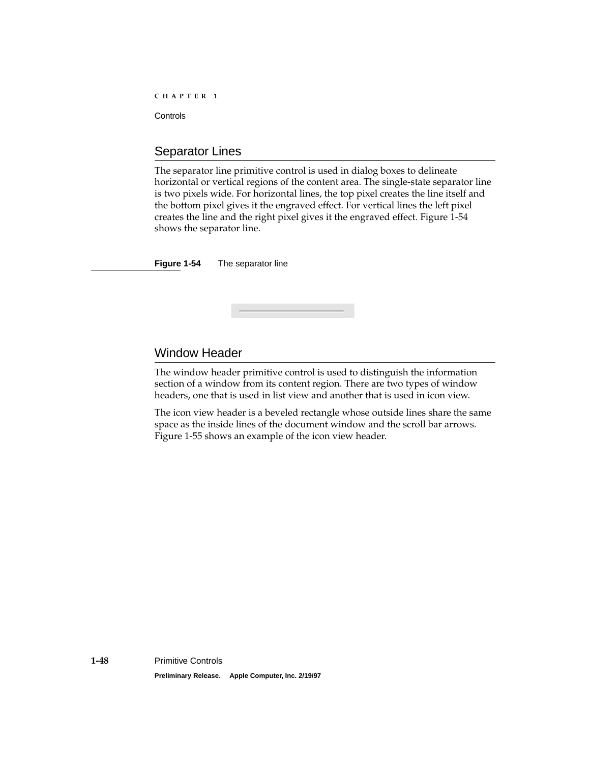## Separator Lines

The separator line primitive control is used in dialog boxes to delineate horizontal or vertical regions of the content area. The single-state separator line is two pixels wide. For horizontal lines, the top pixel creates the line itself and the bottom pixel gives it the engraved effect. For vertical lines the left pixel creates the line and the right pixel gives it the engraved effect. Figure 1-54 shows the separator line.

**Figure 1-54** The separator line

## Window Header

The window header primitive control is used to distinguish the information section of a window from its content region. There are two types of window headers, one that is used in list view and another that is used in icon view.

The icon view header is a beveled rectangle whose outside lines share the same space as the inside lines of the document window and the scroll bar arrows. Figure 1-55 shows an example of the icon view header.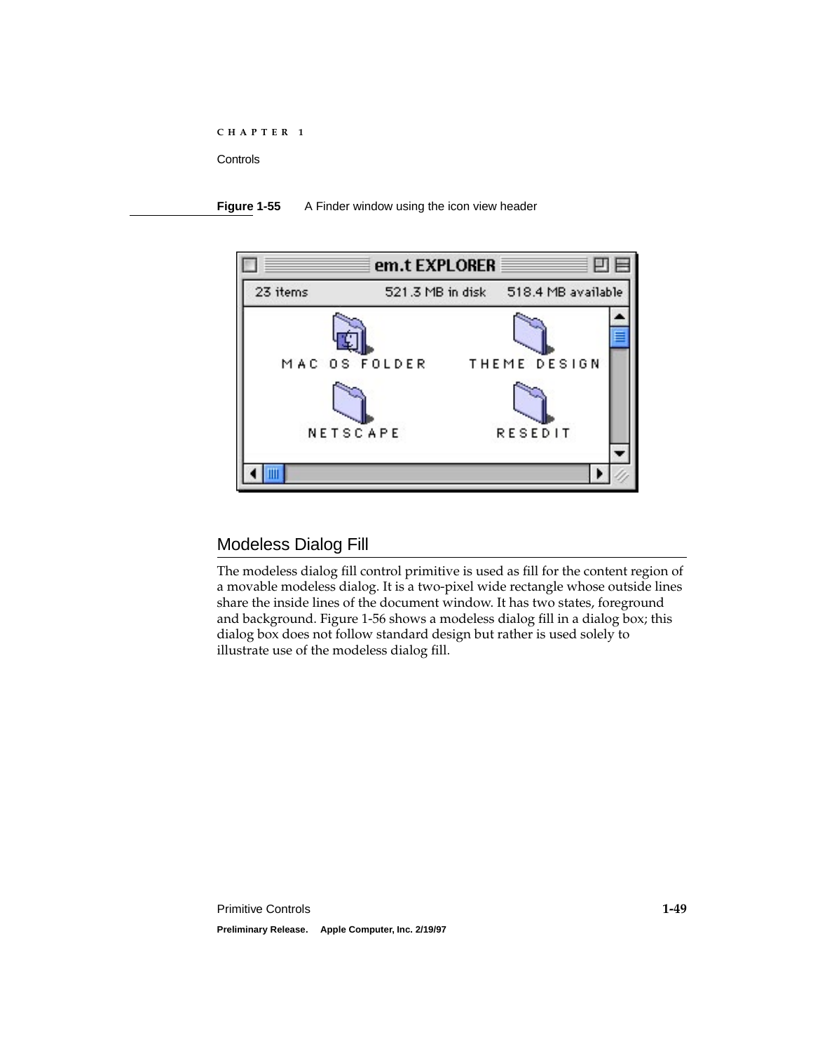**Figure 1-55** A Finder window using the icon view header

## Modeless Dialog Fill

The modeless dialog fill control primitive is used as fill for the content region of a movable modeless dialog. It is a two-pixel wide rectangle whose outside lines share the inside lines of the document window. It has two states, foreground and background. Figure 1-56 shows a modeless dialog fill in a dialog box; this dialog box does not follow standard design but rather is used solely to illustrate use of the modeless dialog fill.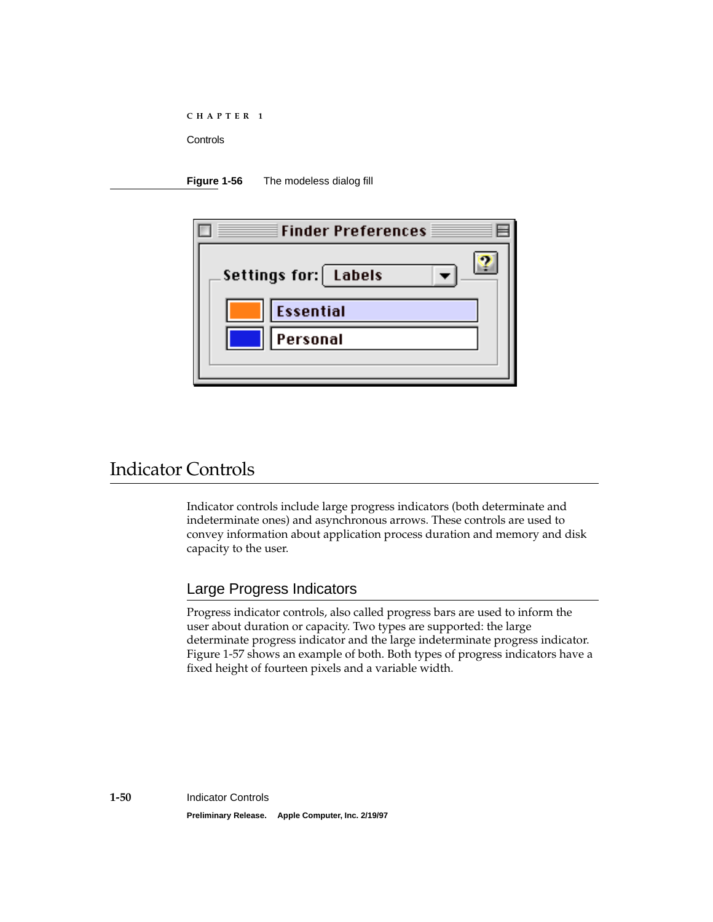**Figure 1-56** The modeless dialog fill

# Indicator Controls

Indicator controls include large progress indicators (both determinate and indeterminate ones) and asynchronous arrows. These controls are used to convey information about application process duration and memory and disk capacity to the user.

## Large Progress Indicators

Progress indicator controls, also called progress bars are used to inform the user about duration or capacity. Two types are supported: the large determinate progress indicator and the large indeterminate progress indicator. Figure 1-57 shows an example of both. Both types of progress indicators have a fixed height of fourteen pixels and a variable width.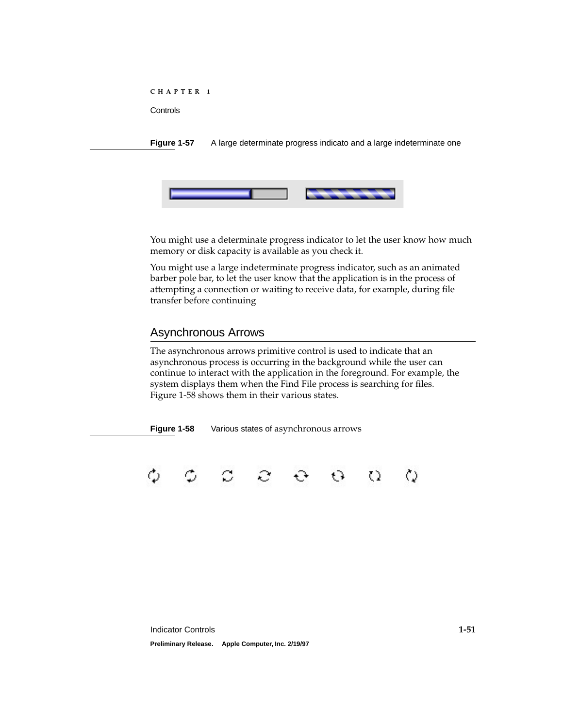**Figure 1-57** A large determinate progress indicato and a large indeterminate one

You might use a determinate progress indicator to let the user know how much memory or disk capacity is available as you check it.

You might use a large indeterminate progress indicator, such as an animated barber pole bar, to let the user know that the application is in the process of attempting a connection or waiting to receive data, for example, during file transfer before continuing

## Asynchronous Arrows

The asynchronous arrows primitive control is used to indicate that an asynchronous process is occurring in the background while the user can continue to interact with the application in the foreground. For example, the system displays them when the Find File process is searching for files. Figure 1-58 shows them in their various states.

**Figure 1-58** Various states of asynchronous arrows